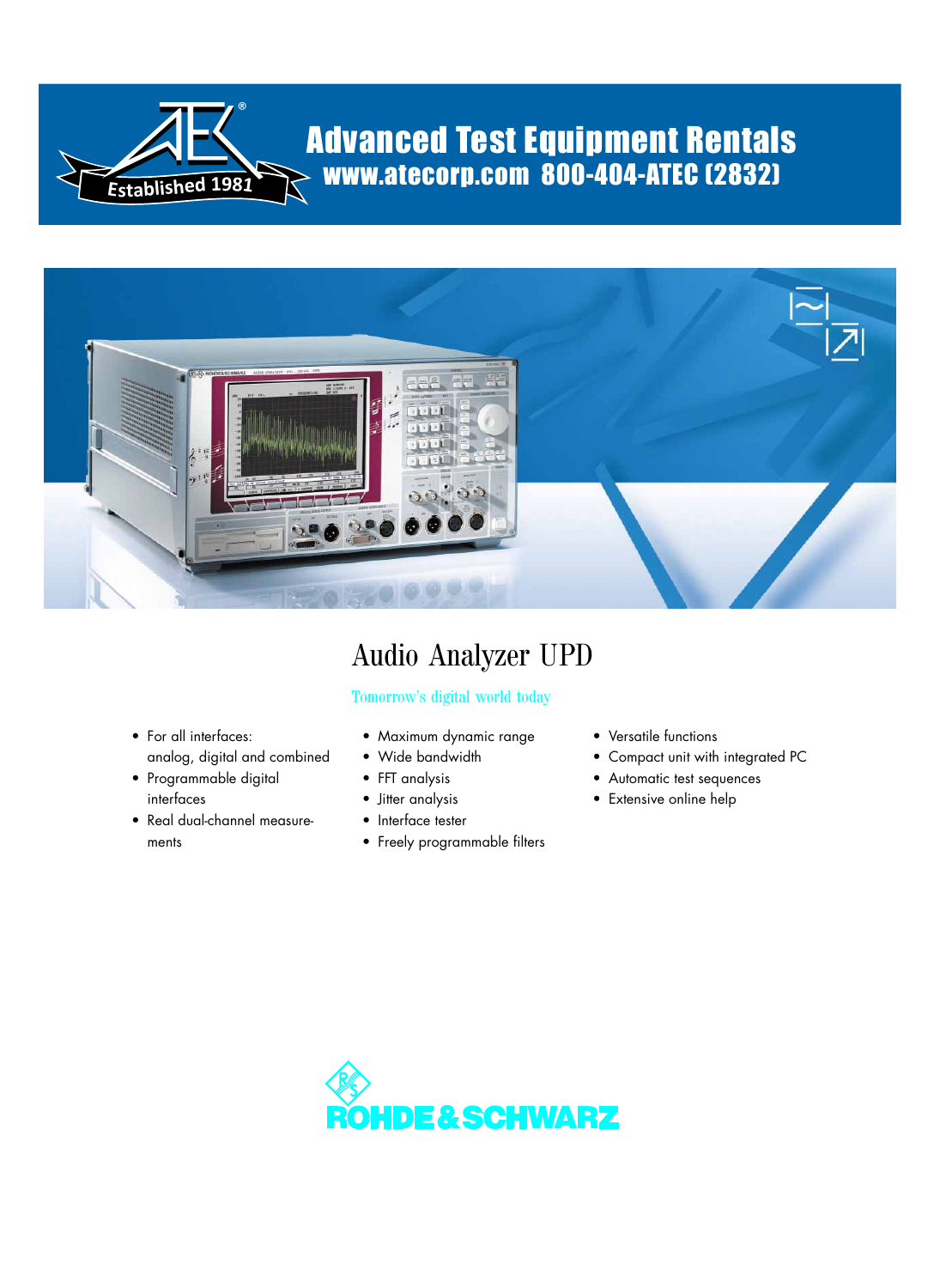Advanced Test Equipment Rentals
www.atecorp.com 800-404-ATEC (2832)

Established 1981

# Audio Analyzer UPD

Tomorrow's digital world today

- For all interfaces: analog, digital and combined
- Programmable digital interfaces
- Real dual-channel measurements
- Maximum dynamic range
- Wide bandwidth
- FFT analysis
- Jitter analysis
- Interface tester
- Freely programmable filters
- Versatile functions
- Compact unit with integrated PC
- Automatic test sequences
- Extensive online help

ROHDE&SCHWARZ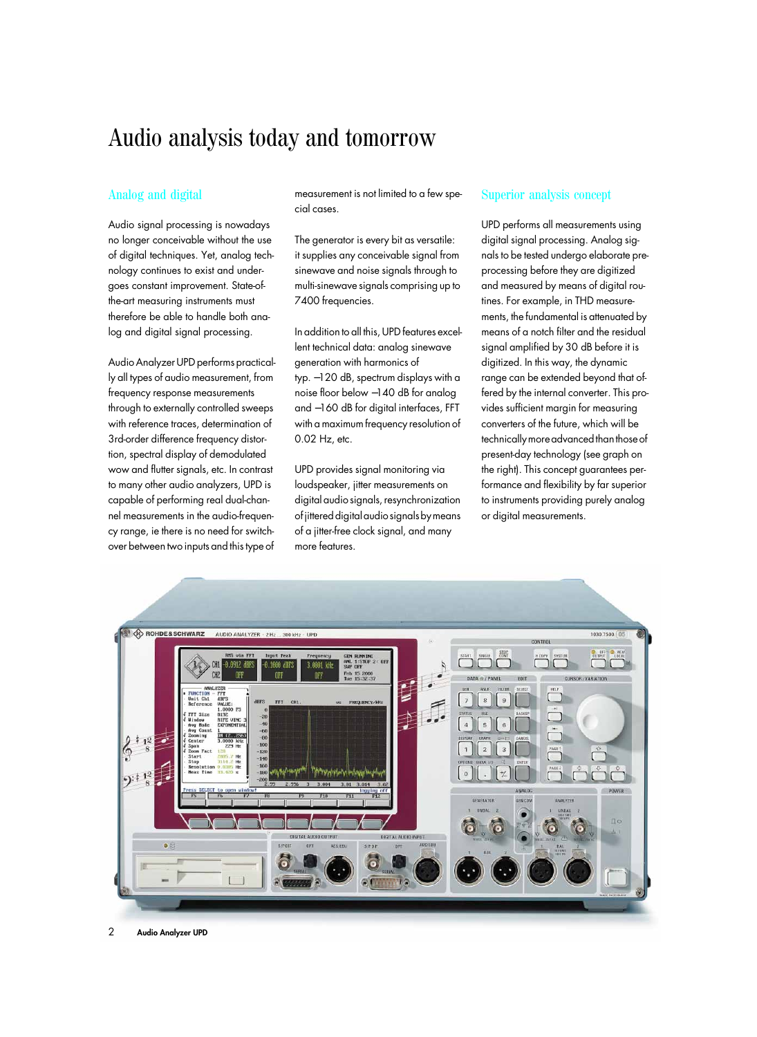# Audio analysis today and tomorrow

## Analog and digital

Audio signal processing is nowadays no longer conceivable without the use of digital techniques. Yet, analog technology continues to exist and undergoes constant improvement. State-of-the-art measuring instruments must therefore be able to handle both analog and digital signal processing.

Audio Analyzer UPD performs practically all types of audio measurement, from frequency response measurements through to externally controlled sweeps with reference traces, determination of 3rd-order difference frequency distortion, spectral display of demodulated wow and flutter signals, etc. In contrast to many other audio analyzers, UPD is capable of performing real dual-channel measurements in the audio-frequency range, ie there is no need for switch-over between two inputs and this type of measurement is not limited to a few special cases.

The generator is every bit as versatile: it supplies any conceivable signal from sinewave and noise signals through to multi-sinewave signals comprising up to 7400 frequencies.

In addition to all this, UPD features excellent technical data: analog sinewave generation with harmonics of typ. –120 dB, spectrum displays with a noise floor below –140 dB for analog and –160 dB for digital interfaces, FFT with a maximum frequency resolution of 0.02 Hz, etc.

UPD provides signal monitoring via loudspeaker, jitter measurements on digital audio signals, resynchronization of jittered digital audio signals by means of a jitter-free clock signal, and many more features.

## Superior analysis concept

UPD performs all measurements using digital signal processing. Analog signals to be tested undergo elaborate pre-processing before they are digitized and measured by means of digital routines. For example, in THD measurements, the fundamental is attenuated by means of a notch filter and the residual signal amplified by 30 dB before it is digitized. In this way, the dynamic range can be extended beyond that offered by the internal converter. This provides sufficient margin for measuring converters of the future, which will be technically more advanced than those of present-day technology (see graph on the right). This concept guarantees performance and flexibility by far superior to instruments providing purely analog or digital measurements.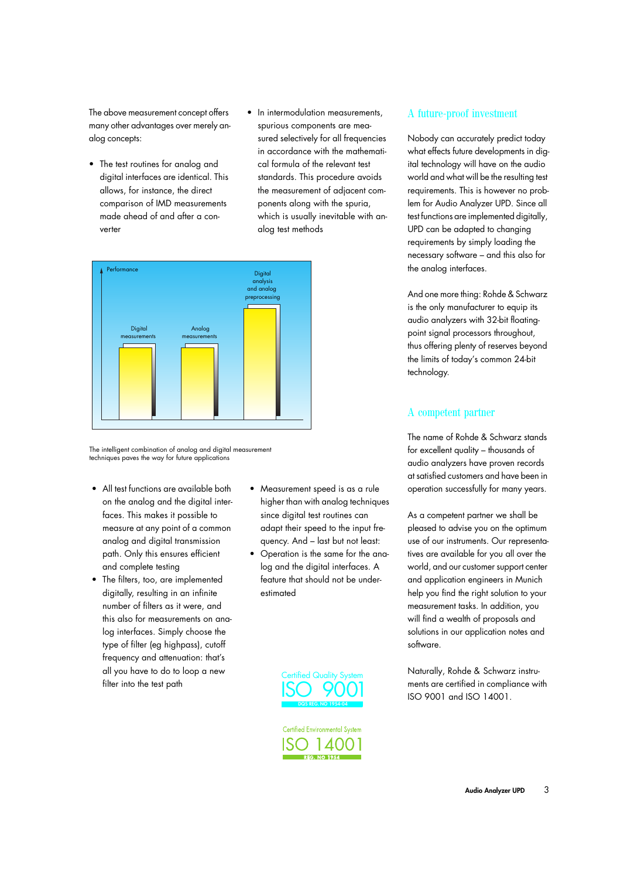The above measurement concept offers many other advantages over merely analog concepts:

- The test routines for analog and digital interfaces are identical. This allows, for instance, the direct comparison of IMD measurements made ahead of and after a converter
- In intermodulation measurements, spurious components are measured selectively for all frequencies in accordance with the mathematical formula of the relevant test standards. This procedure avoids the measurement of adjacent components along with the spuria, which is usually inevitable with analog test methods

The intelligent combination of analog and digital measurement techniques paves the way for future applications

- All test functions are available both on the analog and the digital interfaces. This makes it possible to measure at any point of a common analog and digital transmission path. Only this ensures efficient and complete testing
- The filters, too, are implemented digitally, resulting in an infinite number of filters as it were, and this also for measurements on analog interfaces. Simply choose the type of filter (eg highpass), cutoff frequency and attenuation: that's all you have to do to loop a new filter into the test path
- Measurement speed is as a rule higher than with analog techniques since digital test routines can adapt their speed to the input frequency. And – last but not least:
- Operation is the same for the analog and the digital interfaces. A feature that should not be underestimated

Certified Quality System ISO 9001 DQS REG. NO 1954-04

Certified Environmental System ISO 14001 REG. NO 1954

## A future-proof investment

Nobody can accurately predict today what effects future developments in digital technology will have on the audio world and what will be the resulting test requirements. This is however no problem for Audio Analyzer UPD. Since all test functions are implemented digitally, UPD can be adapted to changing requirements by simply loading the necessary software – and this also for the analog interfaces.

And one more thing: Rohde & Schwarz is the only manufacturer to equip its audio analyzers with 32-bit floating-point signal processors throughout, thus offering plenty of reserves beyond the limits of today's common 24-bit technology.

## A competent partner

The name of Rohde & Schwarz stands for excellent quality – thousands of audio analyzers have proven records at satisfied customers and have been in operation successfully for many years.

As a competent partner we shall be pleased to advise you on the optimum use of our instruments. Our representatives are available for you all over the world, and our customer support center and application engineers in Munich help you find the right solution to your measurement tasks. In addition, you will find a wealth of proposals and solutions in our application notes and software.

Naturally, Rohde & Schwarz instruments are certified in compliance with ISO 9001 and ISO 14001.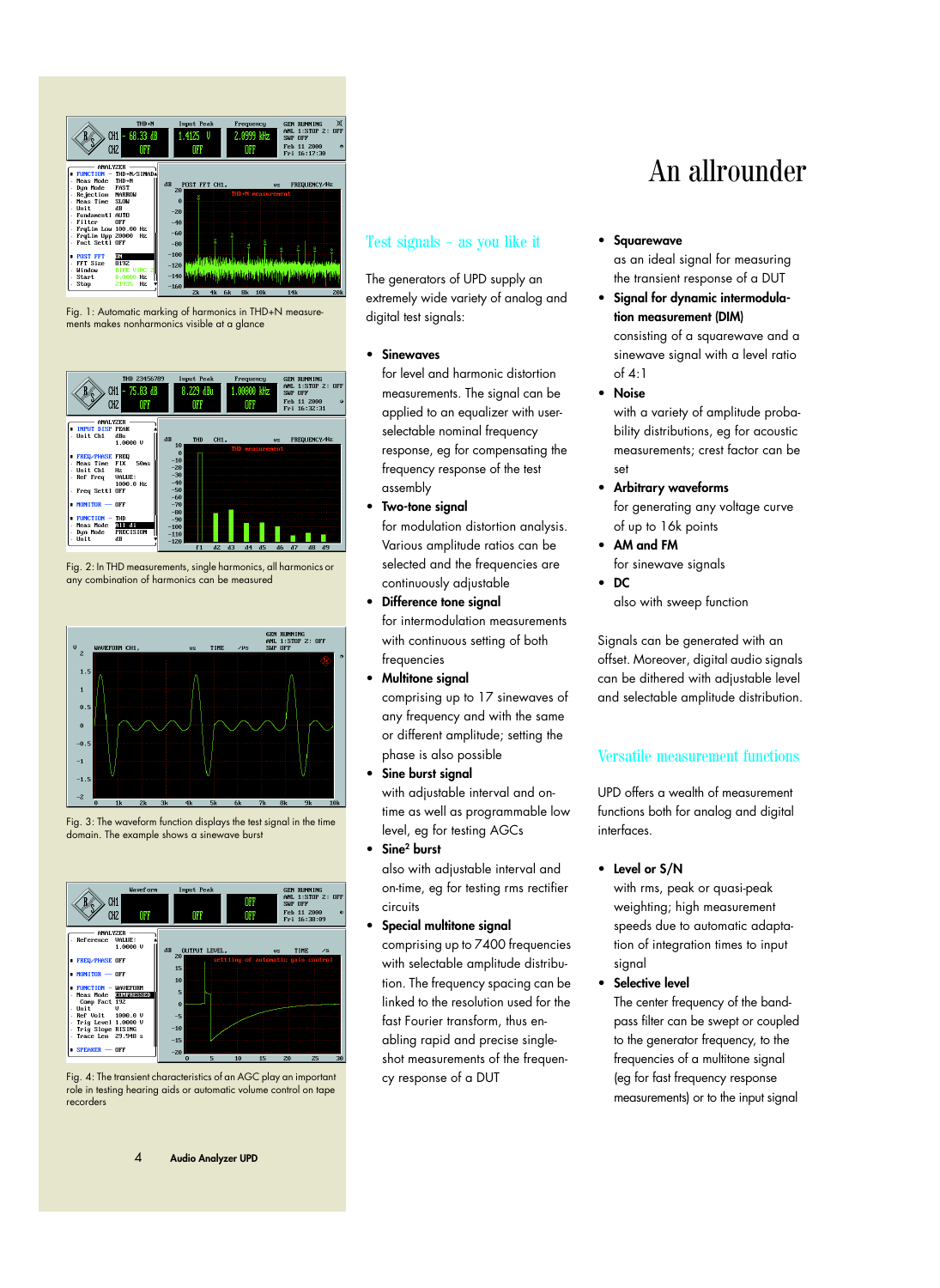Fig. 1: Automatic marking of harmonics in THD+N measurements makes nonharmonics visible at a glance

Fig. 2: In THD measurements, single harmonics, all harmonics or any combination of harmonics can be measured

Fig. 3: The waveform function displays the test signal in the time domain. The example shows a sinewave burst

Fig. 4: The transient characteristics of an AGC play an important role in testing hearing aids or automatic volume control on tape recorders

# An allrounder

## Test signals – as you like it

The generators of UPD supply an extremely wide variety of analog and digital test signals:

- **Sinewaves**
  for level and harmonic distortion measurements. The signal can be applied to an equalizer with user-selectable nominal frequency response, eg for compensating the frequency response of the test assembly
- **Two-tone signal**
  for modulation distortion analysis. Various amplitude ratios can be selected and the frequencies are continuously adjustable
- **Difference tone signal**
  for intermodulation measurements with continuous setting of both frequencies
- **Multitone signal**
  comprising up to 17 sinewaves of any frequency and with the same or different amplitude; setting the phase is also possible
- **Sine burst signal**
  with adjustable interval and on-time as well as programmable low level, eg for testing AGCs
- **Sine² burst**
  also with adjustable interval and on-time, eg for testing rms rectifier circuits
- **Special multitone signal**
  comprising up to 7400 frequencies with selectable amplitude distribution. The frequency spacing can be linked to the resolution used for the fast Fourier transform, thus enabling rapid and precise single-shot measurements of the frequency response of a DUT
- **Squarewave**
  as an ideal signal for measuring the transient response of a DUT
- **Signal for dynamic intermodulation measurement (DIM)**
  consisting of a squarewave and a sinewave signal with a level ratio of 4:1
- **Noise**
  with a variety of amplitude probability distributions, eg for acoustic measurements; crest factor can be set
- **Arbitrary waveforms**
  for generating any voltage curve of up to 16k points
- **AM and FM**
  for sinewave signals
- **DC**
  also with sweep function

Signals can be generated with an offset. Moreover, digital audio signals can be dithered with adjustable level and selectable amplitude distribution.

## Versatile measurement functions

UPD offers a wealth of measurement functions both for analog and digital interfaces.

- **Level or S/N**
  with rms, peak or quasi-peak weighting; high measurement speeds due to automatic adaptation of integration times to input signal
- **Selective level**
  The center frequency of the bandpass filter can be swept or coupled to the generator frequency, to the frequencies of a multitone signal (eg for fast frequency response measurements) or to the input signal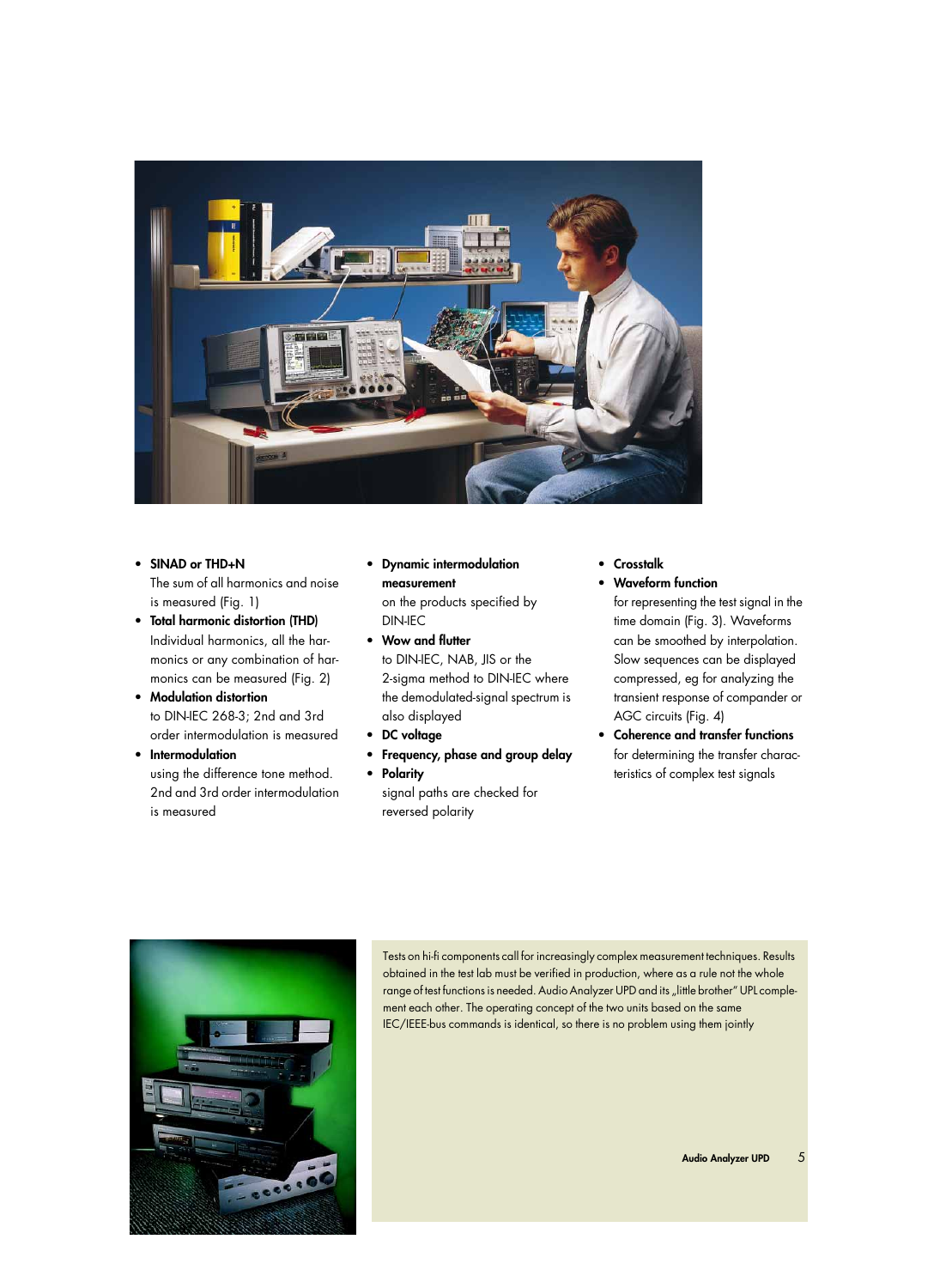- **SINAD or THD+N**
  The sum of all harmonics and noise is measured (Fig. 1)
- **Total harmonic distortion (THD)**
  Individual harmonics, all the harmonics or any combination of harmonics can be measured (Fig. 2)
- **Modulation distortion**
  to DIN-IEC 268-3; 2nd and 3rd order intermodulation is measured
- **Intermodulation**
  using the difference tone method. 2nd and 3rd order intermodulation is measured
- **Dynamic intermodulation measurement**
  on the products specified by DIN-IEC
- **Wow and flutter**
  to DIN-IEC, NAB, JIS or the 2-sigma method to DIN-IEC where the demodulated-signal spectrum is also displayed
- **DC voltage**
- **Frequency, phase and group delay**
- **Polarity**
  signal paths are checked for reversed polarity
- **Crosstalk**
- **Waveform function**
  for representing the test signal in the time domain (Fig. 3). Waveforms can be smoothed by interpolation. Slow sequences can be displayed compressed, eg for analyzing the transient response of compander or AGC circuits (Fig. 4)
- **Coherence and transfer functions**
  for determining the transfer characteristics of complex test signals

Tests on hi-fi components call for increasingly complex measurement techniques. Results obtained in the test lab must be verified in production, where as a rule not the whole range of test functions is needed. Audio Analyzer UPD and its „little brother" UPL complement each other. The operating concept of the two units based on the same IEC/IEEE-bus commands is identical, so there is no problem using them jointly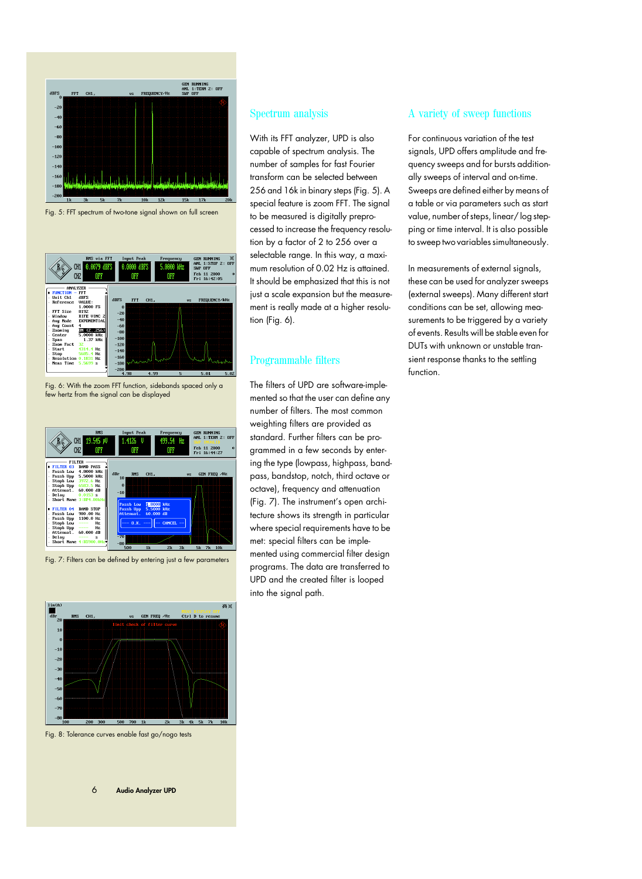Fig. 5: FFT spectrum of two-tone signal shown on full screen

Fig. 6: With the zoom FFT function, sidebands spaced only a few hertz from the signal can be displayed

Fig. 7: Filters can be defined by entering just a few parameters

Fig. 8: Tolerance curves enable fast go/nogo tests

## Spectrum analysis

With its FFT analyzer, UPD is also capable of spectrum analysis. The number of samples for fast Fourier transform can be selected between 256 and 16k in binary steps (Fig. 5). A special feature is zoom FFT. The signal to be measured is digitally preprocessed to increase the frequency resolution by a factor of 2 to 256 over a selectable range. In this way, a maximum resolution of 0.02 Hz is attained. It should be emphasized that this is not just a scale expansion but the measurement is really made at a higher resolution (Fig. 6).

## Programmable filters

The filters of UPD are software-implemented so that the user can define any number of filters. The most common weighting filters are provided as standard. Further filters can be programmed in a few seconds by entering the type (lowpass, highpass, bandpass, bandstop, notch, third octave or octave), frequency and attenuation (Fig. 7). The instrument's open architecture shows its strength in particular where special requirements have to be met: special filters can be implemented using commercial filter design programs. The data are transferred to UPD and the created filter is looped into the signal path.

## A variety of sweep functions

For continuous variation of the test signals, UPD offers amplitude and frequency sweeps and for bursts additionally sweeps of interval and on-time. Sweeps are defined either by means of a table or via parameters such as start value, number of steps, linear/log stepping or time interval. It is also possible to sweep two variables simultaneously.

In measurements of external signals, these can be used for analyzer sweeps (external sweeps). Many different start conditions can be set, allowing measurements to be triggered by a variety of events. Results will be stable even for DUTs with unknown or unstable transient response thanks to the settling function.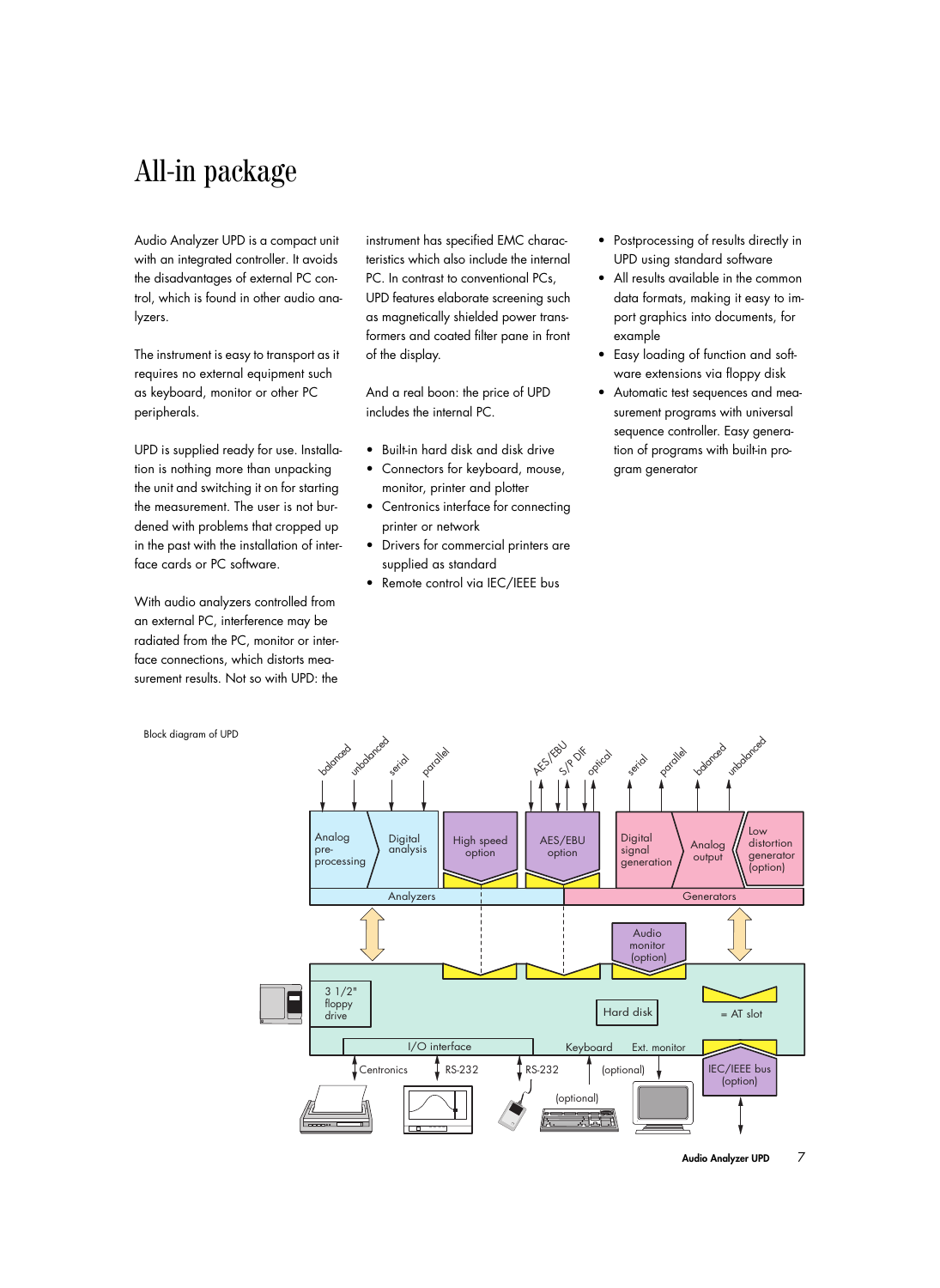# All-in package

Audio Analyzer UPD is a compact unit with an integrated controller. It avoids the disadvantages of external PC control, which is found in other audio analyzers.

The instrument is easy to transport as it requires no external equipment such as keyboard, monitor or other PC peripherals.

UPD is supplied ready for use. Installation is nothing more than unpacking the unit and switching it on for starting the measurement. The user is not burdened with problems that cropped up in the past with the installation of interface cards or PC software.

With audio analyzers controlled from an external PC, interference may be radiated from the PC, monitor or interface connections, which distorts measurement results. Not so with UPD: the instrument has specified EMC characteristics which also include the internal PC. In contrast to conventional PCs, UPD features elaborate screening such as magnetically shielded power transformers and coated filter pane in front of the display.

And a real boon: the price of UPD includes the internal PC.

- Built-in hard disk and disk drive
- Connectors for keyboard, mouse, monitor, printer and plotter
- Centronics interface for connecting printer or network
- Drivers for commercial printers are supplied as standard
- Remote control via IEC/IEEE bus
- Postprocessing of results directly in UPD using standard software
- All results available in the common data formats, making it easy to import graphics into documents, for example
- Easy loading of function and software extensions via floppy disk
- Automatic test sequences and measurement programs with universal sequence controller. Easy generation of programs with built-in program generator

Block diagram of UPD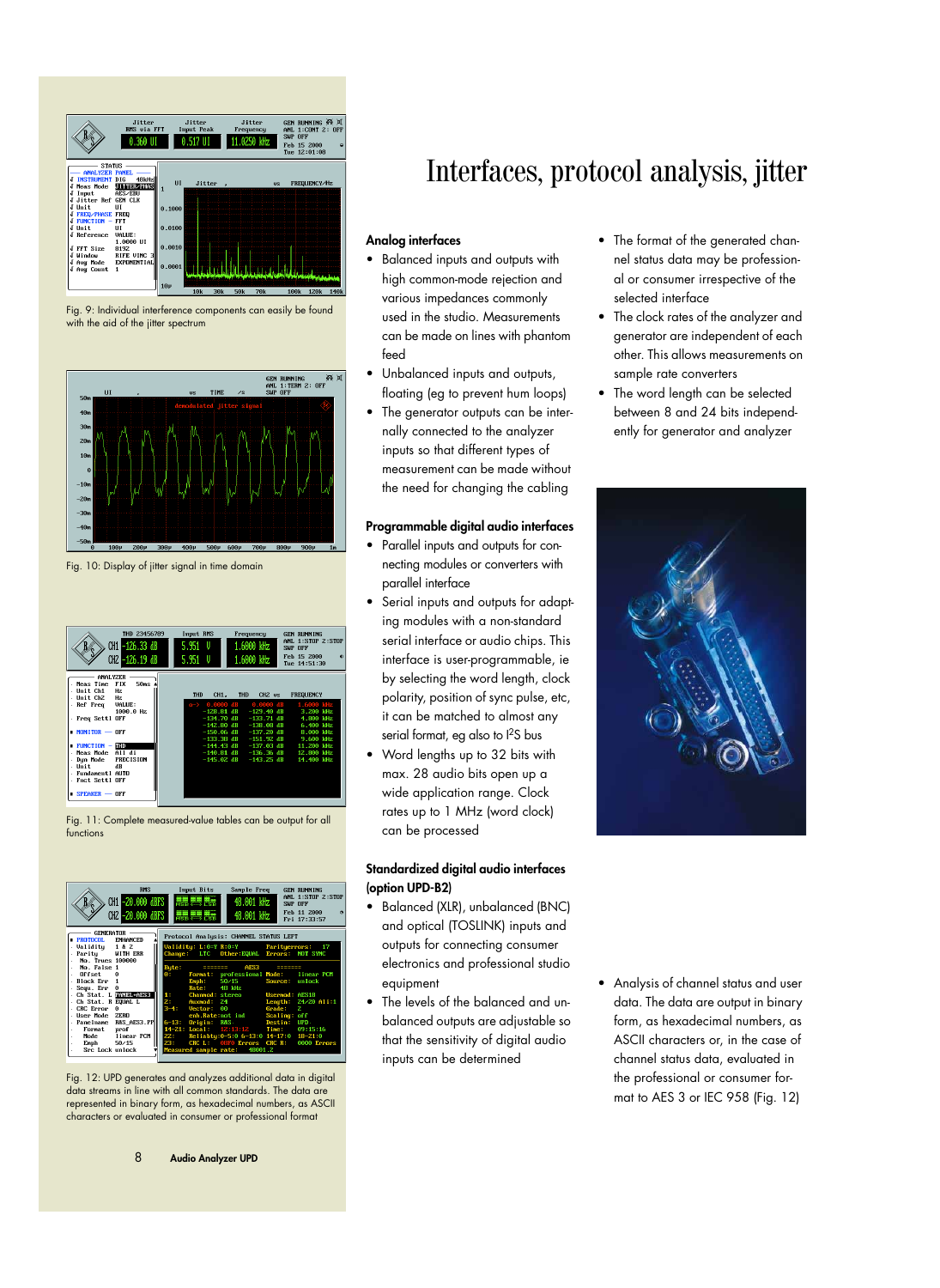Fig. 9: Individual interference components can easily be found with the aid of the jitter spectrum

Fig. 10: Display of jitter signal in time domain

Fig. 11: Complete measured-value tables can be output for all functions

Fig. 12: UPD generates and analyzes additional data in digital data streams in line with all common standards. The data are represented in binary form, as hexadecimal numbers, as ASCII characters or evaluated in consumer or professional format

# Interfaces, protocol analysis, jitter

### Analog interfaces

- Balanced inputs and outputs with high common-mode rejection and various impedances commonly used in the studio. Measurements can be made on lines with phantom feed
- Unbalanced inputs and outputs, floating (eg to prevent hum loops)
- The generator outputs can be internally connected to the analyzer inputs so that different types of measurement can be made without the need for changing the cabling

### Programmable digital audio interfaces

- Parallel inputs and outputs for connecting modules or converters with parallel interface
- Serial inputs and outputs for adapting modules with a non-standard serial interface or audio chips. This interface is user-programmable, ie by selecting the word length, clock polarity, position of sync pulse, etc, it can be matched to almost any serial format, eg also to $I^2S$ bus
- Word lengths up to 32 bits with max. 28 audio bits open up a wide application range. Clock rates up to 1 MHz (word clock) can be processed

### Standardized digital audio interfaces (option UPD-B2)

- Balanced (XLR), unbalanced (BNC) and optical (TOSLINK) inputs and outputs for connecting consumer electronics and professional studio equipment
- The levels of the balanced and unbalanced outputs are adjustable so that the sensitivity of digital audio inputs can be determined
- The format of the generated channel status data may be professional or consumer irrespective of the selected interface
- The clock rates of the analyzer and generator are independent of each other. This allows measurements on sample rate converters
- The word length can be selected between 8 and 24 bits independently for generator and analyzer
- Analysis of channel status and user data. The data are output in binary form, as hexadecimal numbers, as ASCII characters or, in the case of channel status data, evaluated in the professional or consumer format to AES 3 or IEC 958 (Fig. 12)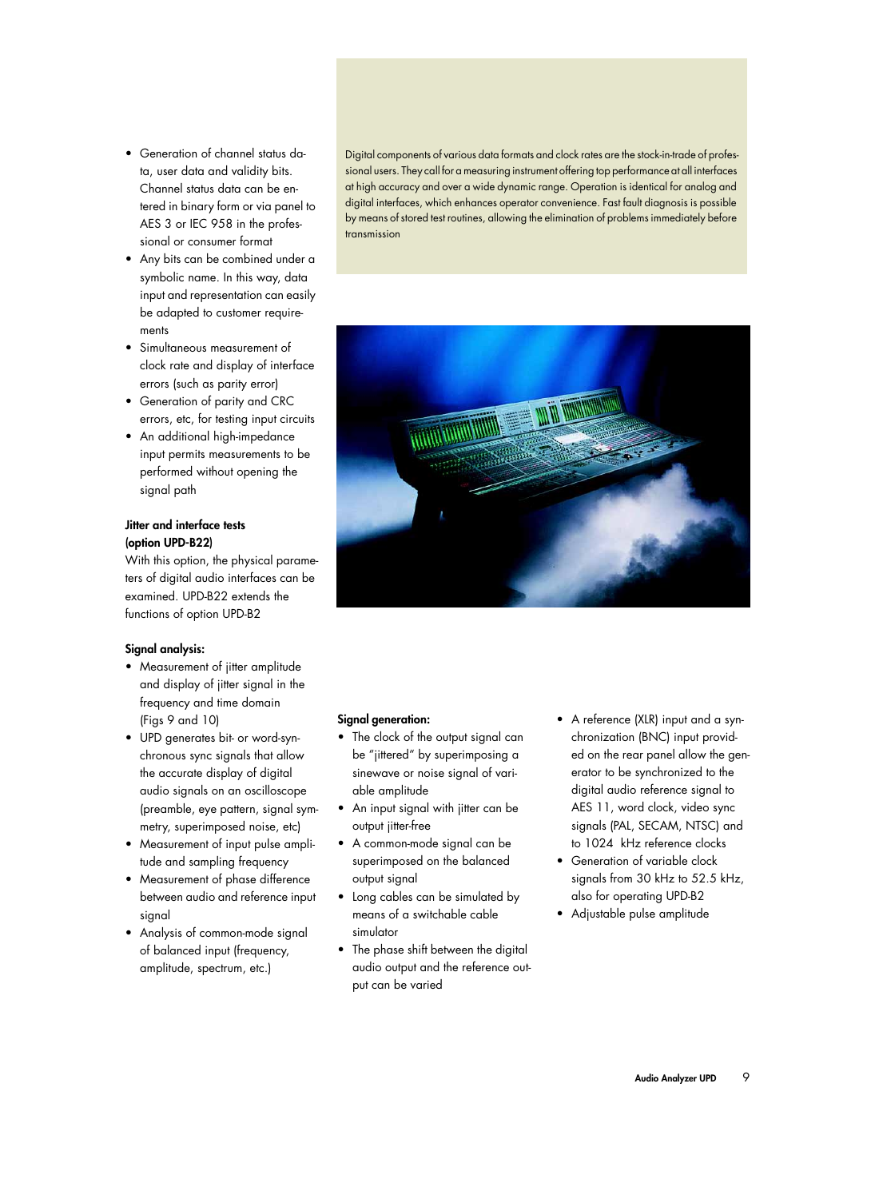- Generation of channel status data, user data and validity bits. Channel status data can be entered in binary form or via panel to AES 3 or IEC 958 in the professional or consumer format
- Any bits can be combined under a symbolic name. In this way, data input and representation can easily be adapted to customer requirements
- Simultaneous measurement of clock rate and display of interface errors (such as parity error)
- Generation of parity and CRC errors, etc, for testing input circuits
- An additional high-impedance input permits measurements to be performed without opening the signal path

**Jitter and interface tests (option UPD-B22)**

With this option, the physical parameters of digital audio interfaces can be examined. UPD-B22 extends the functions of option UPD-B2

**Signal analysis:**

- Measurement of jitter amplitude and display of jitter signal in the frequency and time domain (Figs 9 and 10)
- UPD generates bit- or word-synchronous sync signals that allow the accurate display of digital audio signals on an oscilloscope (preamble, eye pattern, signal symmetry, superimposed noise, etc)
- Measurement of input pulse amplitude and sampling frequency
- Measurement of phase difference between audio and reference input signal
- Analysis of common-mode signal of balanced input (frequency, amplitude, spectrum, etc.)

Digital components of various data formats and clock rates are the stock-in-trade of professional users. They call for a measuring instrument offering top performance at all interfaces at high accuracy and over a wide dynamic range. Operation is identical for analog and digital interfaces, which enhances operator convenience. Fast fault diagnosis is possible by means of stored test routines, allowing the elimination of problems immediately before transmission

**Signal generation:**

- The clock of the output signal can be "jittered" by superimposing a sinewave or noise signal of variable amplitude
- An input signal with jitter can be output jitter-free
- A common-mode signal can be superimposed on the balanced output signal
- Long cables can be simulated by means of a switchable cable simulator
- The phase shift between the digital audio output and the reference output can be varied
- A reference (XLR) input and a synchronization (BNC) input provided on the rear panel allow the generator to be synchronized to the digital audio reference signal to AES 11, word clock, video sync signals (PAL, SECAM, NTSC) and to 1024 kHz reference clocks
- Generation of variable clock signals from 30 kHz to 52.5 kHz, also for operating UPD-B2
- Adjustable pulse amplitude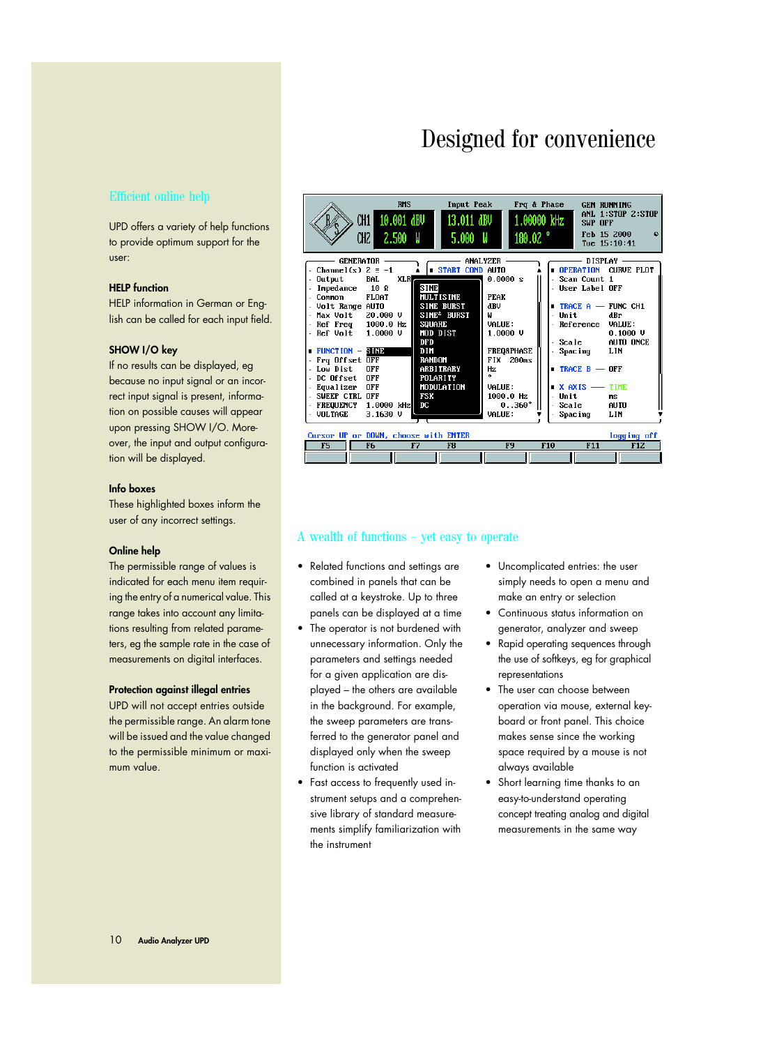# Designed for convenience

## Efficient online help

UPD offers a variety of help functions to provide optimum support for the user:

**HELP function**
HELP information in German or English can be called for each input field.

**SHOW I/O key**
If no results can be displayed, eg because no input signal or an incorrect input signal is present, information on possible causes will appear upon pressing SHOW I/O. Moreover, the input and output configuration will be displayed.

**Info boxes**
These highlighted boxes inform the user of any incorrect settings.

**Online help**
The permissible range of values is indicated for each menu item requiring the entry of a numerical value. This range takes into account any limitations resulting from related parameters, eg the sample rate in the case of measurements on digital interfaces.

**Protection against illegal entries**
UPD will not accept entries outside the permissible range. An alarm tone will be issued and the value changed to the permissible minimum or maximum value.

## A wealth of functions – yet easy to operate

- Related functions and settings are combined in panels that can be called at a keystroke. Up to three panels can be displayed at a time
- The operator is not burdened with unnecessary information. Only the parameters and settings needed for a given application are displayed – the others are available in the background. For example, the sweep parameters are transferred to the generator panel and displayed only when the sweep function is activated
- Fast access to frequently used instrument setups and a comprehensive library of standard measurements simplify familiarization with the instrument
- Uncomplicated entries: the user simply needs to open a menu and make an entry or selection
- Continuous status information on generator, analyzer and sweep
- Rapid operating sequences through the use of softkeys, eg for graphical representations
- The user can choose between operation via mouse, external keyboard or front panel. This choice makes sense since the working space required by a mouse is not always available
- Short learning time thanks to an easy-to-understand operating concept treating analog and digital measurements in the same way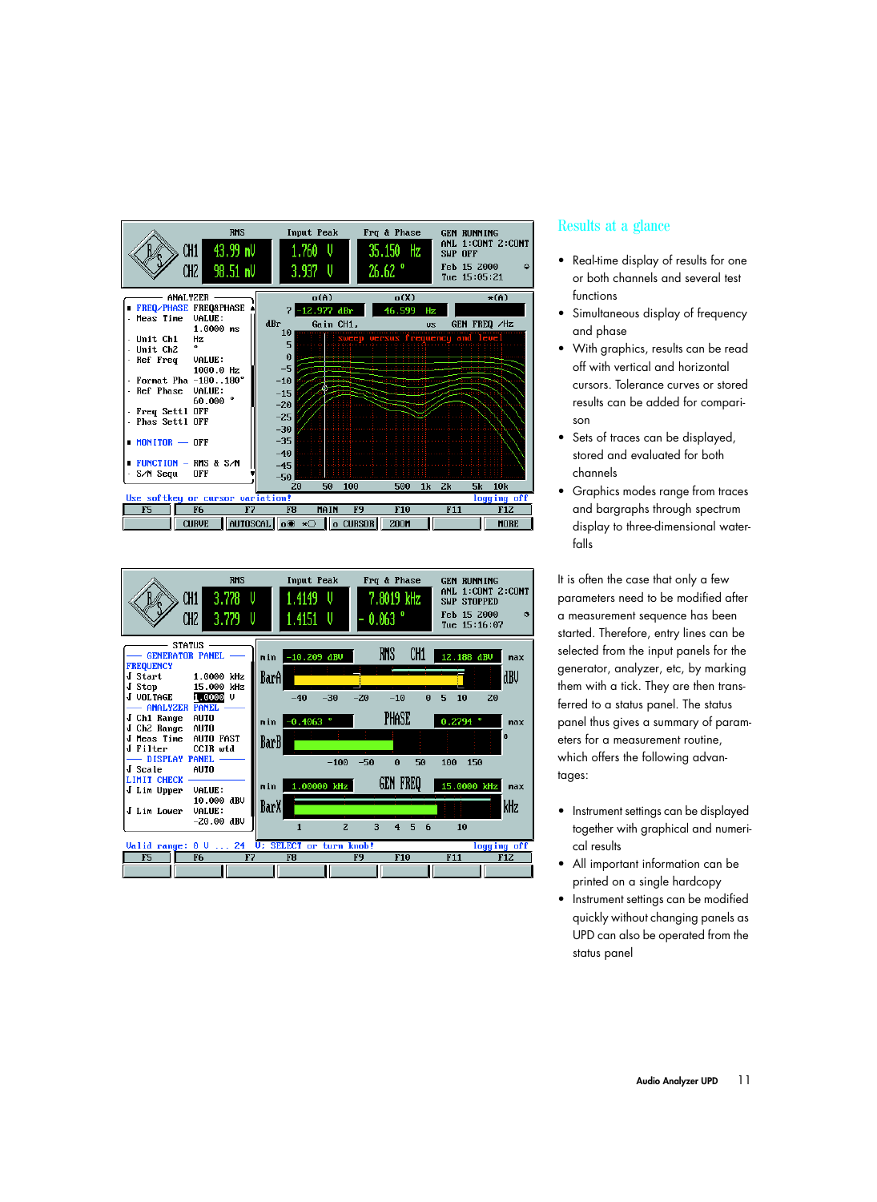## Results at a glance

- Real-time display of results for one or both channels and several test functions
- Simultaneous display of frequency and phase
- With graphics, results can be read off with vertical and horizontal cursors. Tolerance curves or stored results can be added for comparison
- Sets of traces can be displayed, stored and evaluated for both channels
- Graphics modes range from traces and bargraphs through spectrum display to three-dimensional waterfalls

It is often the case that only a few parameters need to be modified after a measurement sequence has been started. Therefore, entry lines can be selected from the input panels for the generator, analyzer, etc, by marking them with a tick. They are then transferred to a status panel. The status panel thus gives a summary of parameters for a measurement routine, which offers the following advantages:

- Instrument settings can be displayed together with graphical and numerical results
- All important information can be printed on a single hardcopy
- Instrument settings can be modified quickly without changing panels as UPD can also be operated from the status panel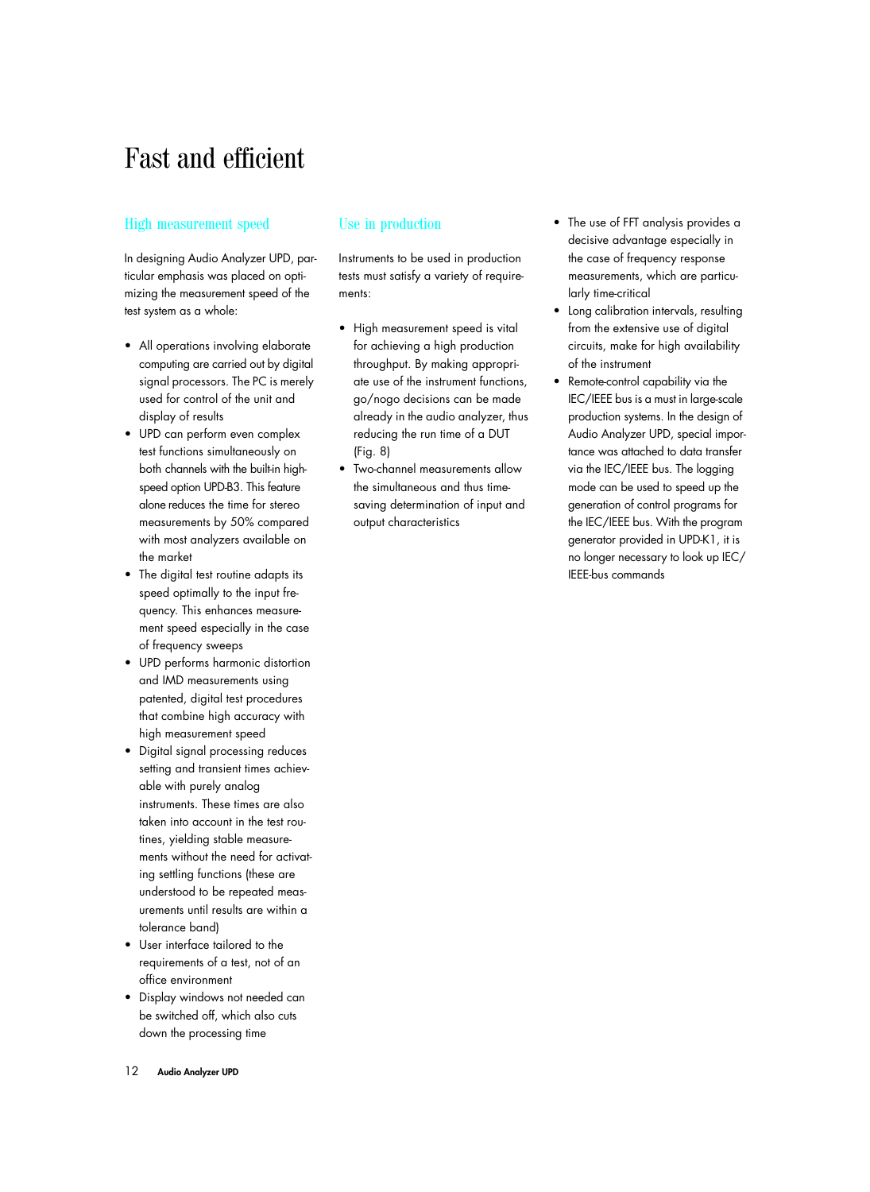# Fast and efficient

## High measurement speed

In designing Audio Analyzer UPD, particular emphasis was placed on optimizing the measurement speed of the test system as a whole:

- All operations involving elaborate computing are carried out by digital signal processors. The PC is merely used for control of the unit and display of results
- UPD can perform even complex test functions simultaneously on both channels with the built-in high-speed option UPD-B3. This feature alone reduces the time for stereo measurements by 50% compared with most analyzers available on the market
- The digital test routine adapts its speed optimally to the input frequency. This enhances measurement speed especially in the case of frequency sweeps
- UPD performs harmonic distortion and IMD measurements using patented, digital test procedures that combine high accuracy with high measurement speed
- Digital signal processing reduces setting and transient times achievable with purely analog instruments. These times are also taken into account in the test routines, yielding stable measurements without the need for activating settling functions (these are understood to be repeated measurements until results are within a tolerance band)
- User interface tailored to the requirements of a test, not of an office environment
- Display windows not needed can be switched off, which also cuts down the processing time

## Use in production

Instruments to be used in production tests must satisfy a variety of requirements:

- High measurement speed is vital for achieving a high production throughput. By making appropriate use of the instrument functions, go/nogo decisions can be made already in the audio analyzer, thus reducing the run time of a DUT (Fig. 8)
- Two-channel measurements allow the simultaneous and thus time-saving determination of input and output characteristics
- The use of FFT analysis provides a decisive advantage especially in the case of frequency response measurements, which are particularly time-critical
- Long calibration intervals, resulting from the extensive use of digital circuits, make for high availability of the instrument
- Remote-control capability via the IEC/IEEE bus is a must in large-scale production systems. In the design of Audio Analyzer UPD, special importance was attached to data transfer via the IEC/IEEE bus. The logging mode can be used to speed up the generation of control programs for the IEC/IEEE bus. With the program generator provided in UPD-K1, it is no longer necessary to look up IEC/IEEE-bus commands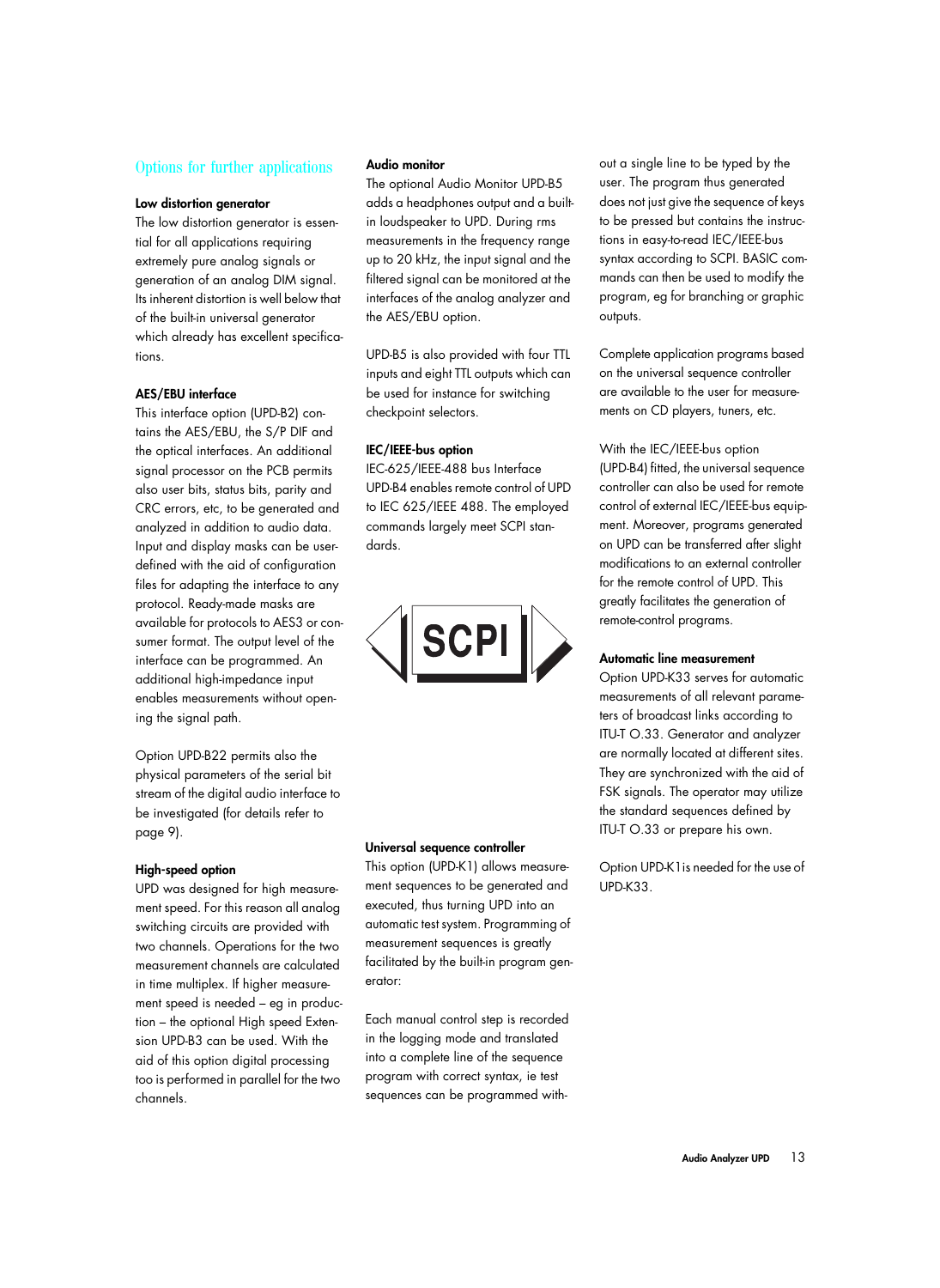## Options for further applications

### Low distortion generator

The low distortion generator is essential for all applications requiring extremely pure analog signals or generation of an analog DIM signal. Its inherent distortion is well below that of the built-in universal generator which already has excellent specifications.

### AES/EBU interface

This interface option (UPD-B2) contains the AES/EBU, the S/P DIF and the optical interfaces. An additional signal processor on the PCB permits also user bits, status bits, parity and CRC errors, etc, to be generated and analyzed in addition to audio data. Input and display masks can be user-defined with the aid of configuration files for adapting the interface to any protocol. Ready-made masks are available for protocols to AES3 or consumer format. The output level of the interface can be programmed. An additional high-impedance input enables measurements without opening the signal path.

Option UPD-B22 permits also the physical parameters of the serial bit stream of the digital audio interface to be investigated (for details refer to page 9).

### High-speed option

UPD was designed for high measurement speed. For this reason all analog switching circuits are provided with two channels. Operations for the two measurement channels are calculated in time multiplex. If higher measurement speed is needed – eg in production – the optional High speed Extension UPD-B3 can be used. With the aid of this option digital processing too is performed in parallel for the two channels.

### Audio monitor

The optional Audio Monitor UPD-B5 adds a headphones output and a built-in loudspeaker to UPD. During rms measurements in the frequency range up to 20 kHz, the input signal and the filtered signal can be monitored at the interfaces of the analog analyzer and the AES/EBU option.

UPD-B5 is also provided with four TTL inputs and eight TTL outputs which can be used for instance for switching checkpoint selectors.

### IEC/IEEE-bus option

IEC-625/IEEE-488 bus Interface UPD-B4 enables remote control of UPD to IEC 625/IEEE 488. The employed commands largely meet SCPI standards.

### Universal sequence controller

This option (UPD-K1) allows measurement sequences to be generated and executed, thus turning UPD into an automatic test system. Programming of measurement sequences is greatly facilitated by the built-in program generator:

Each manual control step is recorded in the logging mode and translated into a complete line of the sequence program with correct syntax, ie test sequences can be programmed without a single line to be typed by the user. The program thus generated does not just give the sequence of keys to be pressed but contains the instructions in easy-to-read IEC/IEEE-bus syntax according to SCPI. BASIC commands can then be used to modify the program, eg for branching or graphic outputs.

Complete application programs based on the universal sequence controller are available to the user for measurements on CD players, tuners, etc.

With the IEC/IEEE-bus option (UPD-B4) fitted, the universal sequence controller can also be used for remote control of external IEC/IEEE-bus equipment. Moreover, programs generated on UPD can be transferred after slight modifications to an external controller for the remote control of UPD. This greatly facilitates the generation of remote-control programs.

### Automatic line measurement

Option UPD-K33 serves for automatic measurements of all relevant parameters of broadcast links according to ITU-T O.33. Generator and analyzer are normally located at different sites. They are synchronized with the aid of FSK signals. The operator may utilize the standard sequences defined by ITU-T O.33 or prepare his own.

Option UPD-K1 is needed for the use of UPD-K33.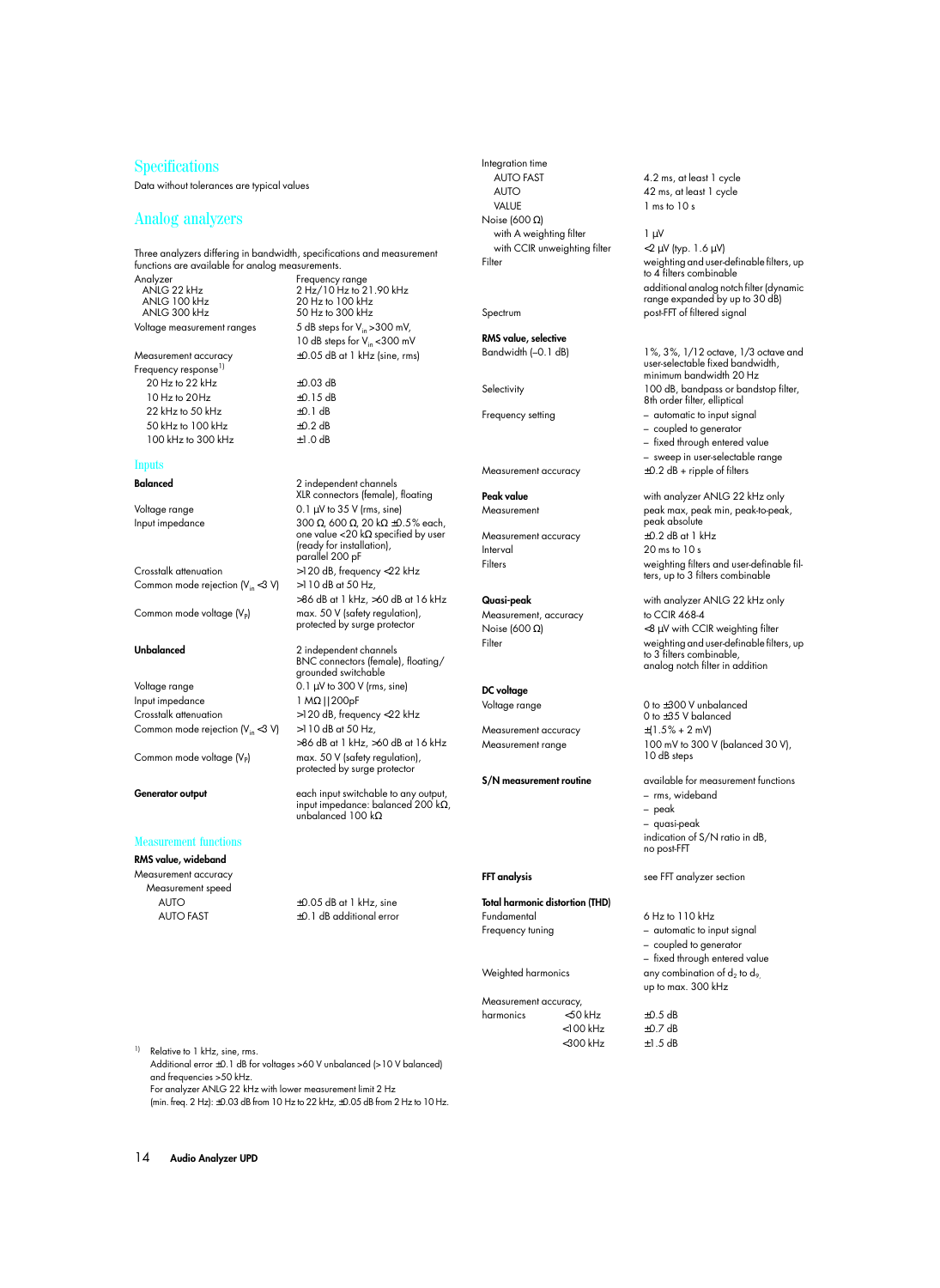## Specifications

Data without tolerances are typical values

## Analog analyzers

Three analyzers differing in bandwidth, specifications and measurement functions are available for analog measurements.

| | |
|---|---|
| Analyzer | Frequency range |
| ANLG 22 kHz | 2 Hz/10 Hz to 21.90 kHz |
| ANLG 100 kHz | 20 Hz to 100 kHz |
| ANLG 300 kHz | 50 Hz to 300 kHz |
| Voltage measurement ranges | 5 dB steps for $V_{in}$ >300 mV, 10 dB steps for $V_{in}$ <300 mV |
| Measurement accuracy | ±0.05 dB at 1 kHz (sine, rms) |
| Frequency response[1] | |
| 20 Hz to 22 kHz | ±0.03 dB |
| 10 Hz to 20Hz | ±0.15 dB |
| 22 kHz to 50 kHz | ±0.1 dB |
| 50 kHz to 100 kHz | ±0.2 dB |
| 100 kHz to 300 kHz | ±1.0 dB |

### Inputs

| | |
|---|---|
| **Balanced** | 2 independent channels XLR connectors (female), floating |
| Voltage range | 0.1 µV to 35 V (rms, sine) |
| Input impedance | 300 Ω, 600 Ω, 20 kΩ ±0.5% each, one value <20 kΩ specified by user (ready for installation), parallel 200 pF |
| Crosstalk attenuation | >120 dB, frequency <22 kHz |
| Common mode rejection ($V_{in}$ <3 V) | >110 dB at 50 Hz, >86 dB at 1 kHz, >60 dB at 16 kHz |
| Common mode voltage ($V_P$) | max. 50 V (safety regulation), protected by surge protector |
| **Unbalanced** | 2 independent channels BNC connectors (female), floating/grounded switchable |
| Voltage range | 0.1 µV to 300 V (rms, sine) |
| Input impedance | 1 MΩ \|\|200pF |
| Crosstalk attenuation | >120 dB, frequency <22 kHz |
| Common mode rejection ($V_{in}$ <3 V) | >110 dB at 50 Hz, >86 dB at 1 kHz, >60 dB at 16 kHz |
| Common mode voltage ($V_P$) | max. 50 V (safety regulation), protected by surge protector |
| **Generator output** | each input switchable to any output, input impedance: balanced 200 kΩ, unbalanced 100 kΩ |

### Measurement functions

| | |
|---|---|
| **RMS value, wideband** | |
| Measurement accuracy | |
| Measurement speed | |
| AUTO | ±0.05 dB at 1 kHz, sine |
| AUTO FAST | ±0.1 dB additional error |
| Integration time | |
| AUTO FAST | 4.2 ms, at least 1 cycle |
| AUTO | 42 ms, at least 1 cycle |
| VALUE | 1 ms to 10 s |
| Noise (600 Ω) | |
| with A weighting filter | 1 µV |
| with CCIR unweighting filter | <2 µV (typ. 1.6 µV) |
| Filter | weighting and user-definable filters, up to 4 filters combinable; additional analog notch filter (dynamic range expanded by up to 30 dB) |
| Spectrum | post-FFT of filtered signal |
| **RMS value, selective** | |
| Bandwidth (–0.1 dB) | 1%, 3%, 1/12 octave, 1/3 octave and user-selectable fixed bandwidth, minimum bandwidth 20 Hz |
| Selectivity | 100 dB, bandpass or bandstop filter, 8th order filter, elliptical |
| Frequency setting | – automatic to input signal<br>– coupled to generator<br>– fixed through entered value<br>– sweep in user-selectable range |
| Measurement accuracy | ±0.2 dB + ripple of filters |
| **Peak value** | with analyzer ANLG 22 kHz only |
| Measurement | peak max, peak min, peak-to-peak, peak absolute |
| Measurement accuracy | ±0.2 dB at 1 kHz |
| Interval | 20 ms to 10 s |
| Filters | weighting filters and user-definable filters, up to 3 filters combinable |
| **Quasi-peak** | with analyzer ANLG 22 kHz only |
| Measurement, accuracy | to CCIR 468-4 |
| Noise (600 Ω) | <8 µV with CCIR weighting filter |
| Filter | weighting and user-definable filters, up to 3 filters combinable, analog notch filter in addition |
| **DC voltage** | |
| Voltage range | 0 to ±300 V unbalanced<br>0 to ±35 V balanced |
| Measurement accuracy | ±(1.5% + 2 mV) |
| Measurement range | 100 mV to 300 V (balanced 30 V), 10 dB steps |
| **S/N measurement routine** | available for measurement functions<br>– rms, wideband<br>– peak<br>– quasi-peak<br>indication of S/N ratio in dB, no post-FFT |
| **FFT analysis** | see FFT analyzer section |
| **Total harmonic distortion (THD)** | |
| Fundamental | 6 Hz to 110 kHz |
| Frequency tuning | – automatic to input signal<br>– coupled to generator<br>– fixed through entered value |
| Weighted harmonics | any combination of $d_2$ to $d_9$, up to max. 300 kHz |
| Measurement accuracy, harmonics <50 kHz | ±0.5 dB |
| <100 kHz | ±0.7 dB |
| <300 kHz | ±1.5 dB |

[1] Relative to 1 kHz, sine, rms.
Additional error ±0.1 dB for voltages >60 V unbalanced (>10 V balanced) and frequencies >50 kHz.
For analyzer ANLG 22 kHz with lower measurement limit 2 Hz (min. freq. 2 Hz): ±0.03 dB from 10 Hz to 22 kHz, ±0.05 dB from 2 Hz to 10 Hz.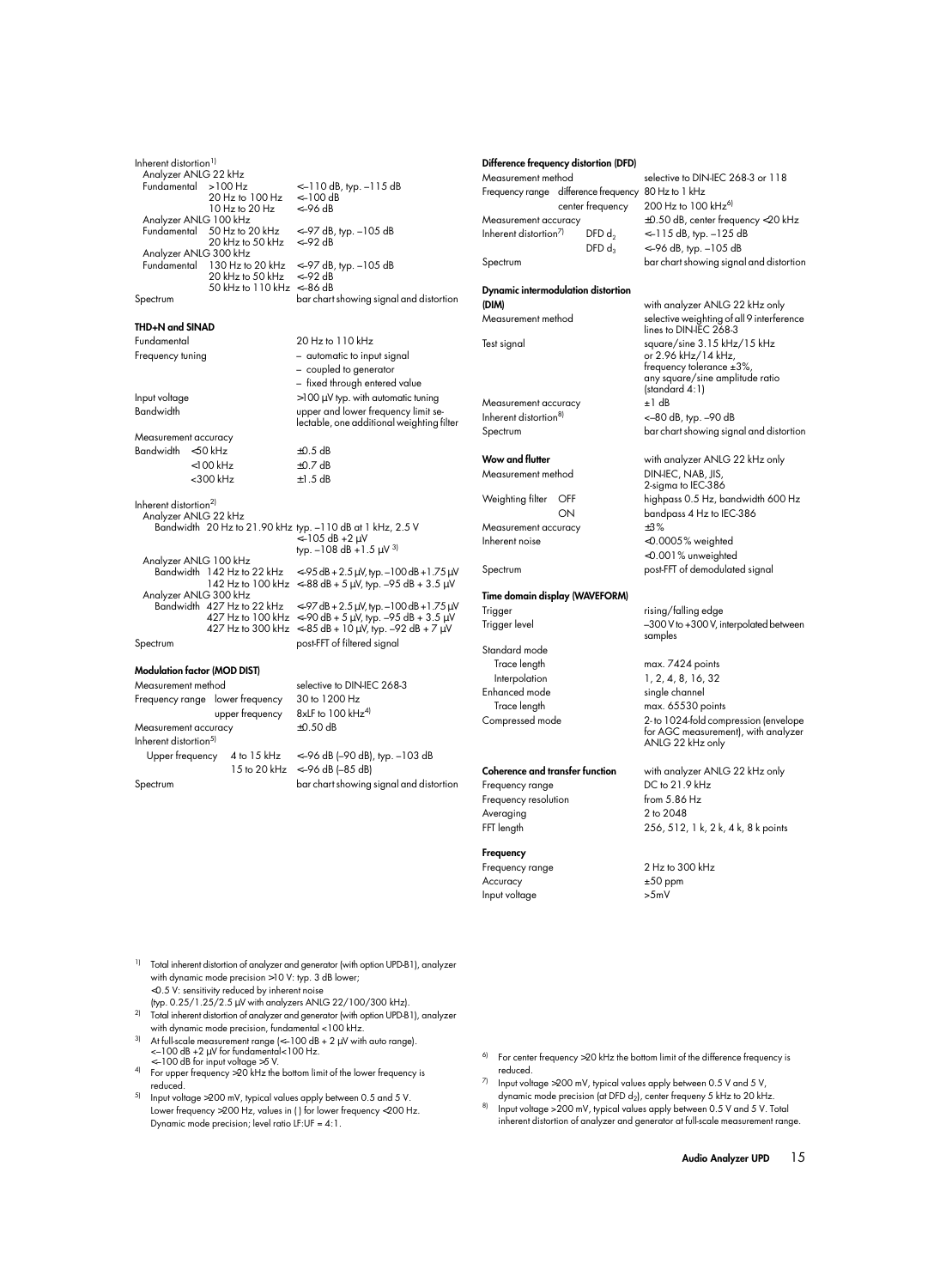Inherent distortion[1]

| | | |
|---|---|---|
| Analyzer ANLG 22 kHz | | |
| Fundamental | >100 Hz | <–110 dB, typ. –115 dB |
| | 20 Hz to 100 Hz | <–100 dB |
| | 10 Hz to 20 Hz | <–96 dB |
| Analyzer ANLG 100 kHz | | |
| Fundamental | 50 Hz to 20 kHz | <–97 dB, typ. –105 dB |
| | 20 kHz to 50 kHz | <–92 dB |
| Analyzer ANLG 300 kHz | | |
| Fundamental | 130 Hz to 20 kHz | <–97 dB, typ. –105 dB |
| | 20 kHz to 50 kHz | <–92 dB |
| | 50 kHz to 110 kHz | <–86 dB |
| Spectrum | | bar chart showing signal and distortion |

**THD+N and SINAD**

| | |
|---|---|
| Fundamental | 20 Hz to 110 kHz |
| Frequency tuning | – automatic to input signal<br>– coupled to generator<br>– fixed through entered value |
| Input voltage | >100 µV typ. with automatic tuning |
| Bandwidth | upper and lower frequency limit selectable, one additional weighting filter |

Measurement accuracy

| | | |
|---|---|---|
| Bandwidth | <50 kHz | ±0.5 dB |
| | <100 kHz | ±0.7 dB |
| | <300 kHz | ±1.5 dB |

Inherent distortion[2]

| | | |
|---|---|---|
| Analyzer ANLG 22 kHz | | |
| Bandwidth | 20 Hz to 21.90 kHz | typ. –110 dB at 1 kHz, 2.5 V<br><–105 dB +2 µV<br>typ. –108 dB +1.5 µV [3] |
| Analyzer ANLG 100 kHz | | |
| Bandwidth | 142 Hz to 22 kHz | <–95 dB + 2.5 µV, typ. –100 dB +1.75 µV |
| | 142 Hz to 100 kHz | <–88 dB + 5 µV, typ. –95 dB + 3.5 µV |
| Analyzer ANLG 300 kHz | | |
| Bandwidth | 427 Hz to 22 kHz | <–97 dB + 2.5 µV, typ. –100 dB +1.75 µV |
| | 427 Hz to 100 kHz | <–90 dB + 5 µV, typ. –95 dB + 3.5 µV |
| | 427 Hz to 300 kHz | <–85 dB + 10 µV, typ. –92 dB + 7 µV |
| Spectrum | | post-FFT of filtered signal |

**Modulation factor (MOD DIST)**

| | | |
|---|---|---|
| Measurement method | | selective to DIN-IEC 268-3 |
| Frequency range | lower frequency | 30 to 1200 Hz |
| | upper frequency | 8xLF to 100 kHz[4] |
| Measurement accuracy | | ±0.50 dB |
| Inherent distortion[5] | | |
| Upper frequency | 4 to 15 kHz | <–96 dB (–90 dB), typ. –103 dB |
| | 15 to 20 kHz | <–96 dB (–85 dB) |
| Spectrum | | bar chart showing signal and distortion |

**Difference frequency distortion (DFD)**

| | | |
|---|---|---|
| Measurement method | | selective to DIN-IEC 268-3 or 118 |
| Frequency range | difference frequency | 80 Hz to 1 kHz |
| | center frequency | 200 Hz to 100 kHz[6] |
| Measurement accuracy | | ±0.50 dB, center frequency <20 kHz |
| Inherent distortion[7] | DFD $d_2$ | <–115 dB, typ. –125 dB |
| | DFD $d_3$ | <–96 dB, typ. –105 dB |
| Spectrum | | bar chart showing signal and distortion |

**Dynamic intermodulation distortion (DIM)** — with analyzer ANLG 22 kHz only

| | |
|---|---|
| Measurement method | selective weighting of all 9 interference lines to DIN-IEC 268-3 |
| Test signal | square/sine 3.15 kHz/15 kHz or 2.96 kHz/14 kHz, frequency tolerance ±3%, any square/sine amplitude ratio (standard 4:1) |
| Measurement accuracy | ±1 dB |
| Inherent distortion[8] | <–80 dB, typ. –90 dB |
| Spectrum | bar chart showing signal and distortion |

**Wow and flutter** — with analyzer ANLG 22 kHz only

| | | |
|---|---|---|
| Measurement method | | DIN-IEC, NAB, JIS, 2-sigma to IEC-386 |
| Weighting filter | OFF | highpass 0.5 Hz, bandwidth 600 Hz |
| | ON | bandpass 4 Hz to IEC-386 |
| Measurement accuracy | | ±3% |
| Inherent noise | | <0.0005% weighted<br><0.001% unweighted |
| Spectrum | | post-FFT of demodulated signal |

**Time domain display (WAVEFORM)**

| | |
|---|---|
| Trigger | rising/falling edge |
| Trigger level | –300 V to +300 V, interpolated between samples |
| Standard mode | |
| Trace length | max. 7424 points |
| Interpolation | 1, 2, 4, 8, 16, 32 |
| Enhanced mode | single channel |
| Trace length | max. 65530 points |
| Compressed mode | 2- to 1024-fold compression (envelope for AGC measurement), with analyzer ANLG 22 kHz only |

**Coherence and transfer function** — with analyzer ANLG 22 kHz only

| | |
|---|---|
| Frequency range | DC to 21.9 kHz |
| Frequency resolution | from 5.86 Hz |
| Averaging | 2 to 2048 |
| FFT length | 256, 512, 1 k, 2 k, 4 k, 8 k points |

**Frequency**

| | |
|---|---|
| Frequency range | 2 Hz to 300 kHz |
| Accuracy | ±50 ppm |
| Input voltage | >5mV |

[1] Total inherent distortion of analyzer and generator (with option UPD-B1), analyzer with dynamic mode precision >10 V: typ. 3 dB lower; <0.5 V: sensitivity reduced by inherent noise (typ. 0.25/1.25/2.5 µV with analyzers ANLG 22/100/300 kHz).

[2] Total inherent distortion of analyzer and generator (with option UPD-B1), analyzer with dynamic mode precision, fundamental <100 kHz.

[3] At full-scale measurement range (<–100 dB + 2 µV with auto range). <–100 dB +2 µV for fundamental<100 Hz. <–100 dB for input voltage >5 V.

[4] For upper frequency >20 kHz the bottom limit of the lower frequency is reduced.

[5] Input voltage >200 mV, typical values apply between 0.5 and 5 V. Lower frequency >200 Hz, values in ( ) for lower frequency <200 Hz. Dynamic mode precision; level ratio LF:UF = 4:1.

[6] For center frequency >20 kHz the bottom limit of the difference frequency is reduced.

[7] Input voltage >200 mV, typical values apply between 0.5 V and 5 V, dynamic mode precision (at DFD $d_2$), center frequeny 5 kHz to 20 kHz.

[8] Input voltage >200 mV, typical values apply between 0.5 V and 5 V. Total inherent distortion of analyzer and generator at full-scale measurement range.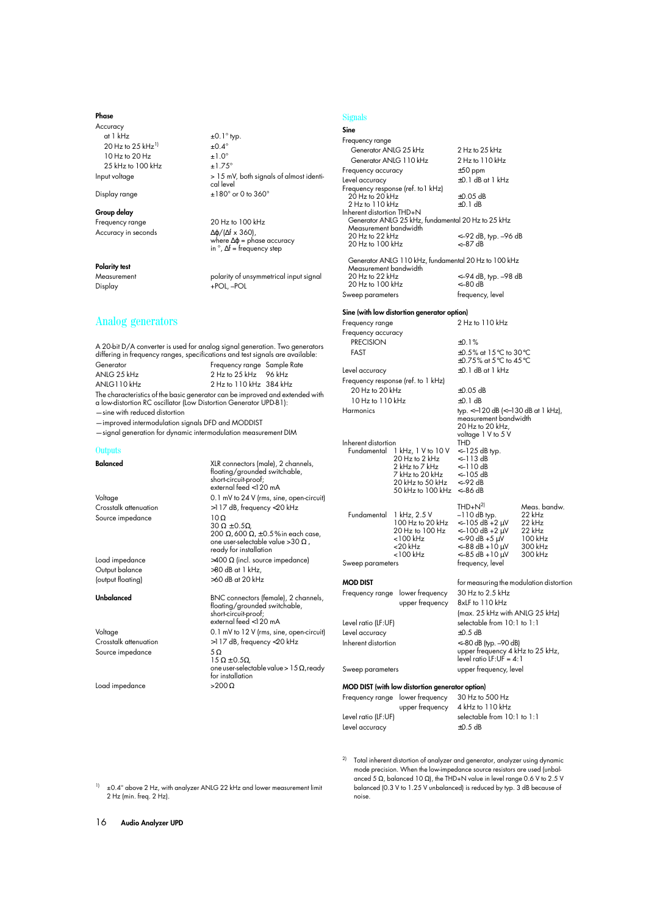### Phase

| | |
|---|---|
| Accuracy | |
| at 1 kHz | ±0.1° typ. |
| 20 Hz to 25 kHz[1] | ±0.4° |
| 10 Hz to 20 Hz | ±1.0° |
| 25 kHz to 100 kHz | ±1.75° |
| Input voltage | > 15 mV, both signals of almost identical level |
| Display range | ±180° or 0 to 360° |

### Group delay

| | |
|---|---|
| Frequency range | 20 Hz to 100 kHz |
| Accuracy in seconds | $\Delta\varphi/(\Delta f \times 360)$, where $\Delta\varphi$ = phase accuracy in °, $\Delta f$ = frequency step |

### Polarity test

| | |
|---|---|
| Measurement | polarity of unsymmetrical input signal |
| Display | +POL, –POL |

## Analog generators

A 20-bit D/A converter is used for analog signal generation. Two generators differing in frequency ranges, specifications and test signals are available:

| Generator | Frequency range | Sample Rate |
|---|---|---|
| ANLG 25 kHz | 2 Hz to 25 kHz | 96 kHz |
| ANLG110 kHz | 2 Hz to 110 kHz | 384 kHz |

The characteristics of the basic generator can be improved and extended with a low-distortion RC oscillator (Low Distortion Generator UPD-B1):

- sine with reduced distortion
- improved intermodulation signals DFD and MODDIST
- signal generation for dynamic intermodulation measurement DIM

### Outputs

| | |
|---|---|
| **Balanced** | XLR connectors (male), 2 channels, floating/grounded switchable, short-circuit-proof; external feed <120 mA |
| Voltage | 0.1 mV to 24 V (rms, sine, open-circuit) |
| Crosstalk attenuation | >117 dB, frequency <20 kHz |
| Source impedance | 10 Ω<br>30 Ω ±0.5Ω,<br>200 Ω, 600 Ω, ±0.5% in each case, one user-selectable value >30 Ω, ready for installation |
| Load impedance | >400 Ω (incl. source impedance) |
| Output balance | >80 dB at 1 kHz, |
| (output floating) | >60 dB at 20 kHz |
| **Unbalanced** | BNC connectors (female), 2 channels, floating/grounded switchable, short-circuit-proof; external feed <120 mA |
| Voltage | 0.1 mV to 12 V (rms, sine, open-circuit) |
| Crosstalk attenuation | >117 dB, frequency <20 kHz |
| Source impedance | 5 Ω<br>15 Ω ±0.5Ω,<br>one user-selectable value > 15 Ω, ready for installation |
| Load impedance | >200 Ω |

### Signals

#### Sine

| | |
|---|---|
| Frequency range | |
| Generator ANLG 25 kHz | 2 Hz to 25 kHz |
| Generator ANLG 110 kHz | 2 Hz to 110 kHz |
| Frequency accuracy | ±50 ppm |
| Level accuracy | ±0.1 dB at 1 kHz |
| Frequency response (ref. to1 kHz) | |
| 20 Hz to 20 kHz | ±0.05 dB |
| 2 Hz to 110 kHz | ±0.1 dB |
| Inherent distortion THD+N | |
| Generator ANLG 25 kHz, fundamental 20 Hz to 25 kHz | |
| Measurement bandwidth | |
| 20 Hz to 22 kHz | <–92 dB, typ. –96 dB |
| 20 Hz to 100 kHz | <–87 dB |
| Generator ANLG 110 kHz, fundamental 20 Hz to 100 kHz | |
| Measurement bandwidth | |
| 20 Hz to 22 kHz | <–94 dB, typ. –98 dB |
| 20 Hz to 100 kHz | <–80 dB |
| Sweep parameters | frequency, level |

#### Sine (with low distortion generator option)

| | |
|---|---|
| Frequency range | 2 Hz to 110 kHz |
| Frequency accuracy | |
| PRECISION | ±0.1% |
| FAST | ±0.5% at 15 °C to 30 °C<br>±0.75% at 5 °C to 45 °C |
| Level accuracy | ±0.1 dB at 1 kHz |
| Frequency response (ref. to 1 kHz) | |
| 20 Hz to 20 kHz | ±0.05 dB |
| 10 Hz to 110 kHz | ±0.1 dB |
| Harmonics | typ. <–120 dB (<–130 dB at 1 kHz), measurement bandwidth 20 Hz to 20 kHz, voltage 1 V to 5 V |

| Inherent distortion | | THD | |
|---|---|---|---|
| Fundamental | 1 kHz, 1 V to 10 V | <–125 dB typ. | |
| | 20 Hz to 2 kHz | <–113 dB | |
| | 2 kHz to 7 kHz | <–110 dB | |
| | 7 kHz to 20 kHz | <–105 dB | |
| | 20 kHz to 50 kHz | <–92 dB | |
| | 50 kHz to 100 kHz | <–86 dB | |
| | | THD+N[2] | Meas. bandw. |
| Fundamental | 1 kHz, 2.5 V | –110 dB typ. | 22 kHz |
| | 100 Hz to 20 kHz | <–105 dB +2 µV | 22 kHz |
| | 20 Hz to 100 Hz | <–100 dB +2 µV | 22 kHz |
| | <100 kHz | <–90 dB +5 µV | 100 kHz |
| | <20 kHz | <–88 dB +10 µV | 300 kHz |
| | <100 kHz | <–85 dB +10 µV | 300 kHz |
| Sweep parameters | | frequency, level | |

#### MOD DIST

| | | |
|---|---|---|
| | | for measuring the modulation distortion |
| Frequency range | lower frequency | 30 Hz to 2.5 kHz |
| | upper frequency | 8xLF to 110 kHz (max. 25 kHz with ANLG 25 kHz) |
| Level ratio (LF:UF) | | selectable from 10:1 to 1:1 |
| Level accuracy | | ±0.5 dB |
| Inherent distortion | | <–80 dB (typ. –90 dB) upper frequency 4 kHz to 25 kHz, level ratio LF:UF = 4:1 |
| Sweep parameters | | upper frequency, level |

#### MOD DIST (with low distortion generator option)

| | | |
|---|---|---|
| Frequency range | lower frequency | 30 Hz to 500 Hz |
| | upper frequency | 4 kHz to 110 kHz |
| Level ratio (LF:UF) | | selectable from 10:1 to 1:1 |
| Level accuracy | | ±0.5 dB |

[1] ±0.4° above 2 Hz, with analyzer ANLG 22 kHz and lower measurement limit 2 Hz (min. freq. 2 Hz).

[2] Total inherent distortion of analyzer and generator, analyzer using dynamic mode precision. When the low-impedance source resistors are used (unbalanced 5 Ω, balanced 10 Ω), the THD+N value in level range 0.6 V to 2.5 V balanced (0.3 V to 1.25 V unbalanced) is reduced by typ. 3 dB because of noise.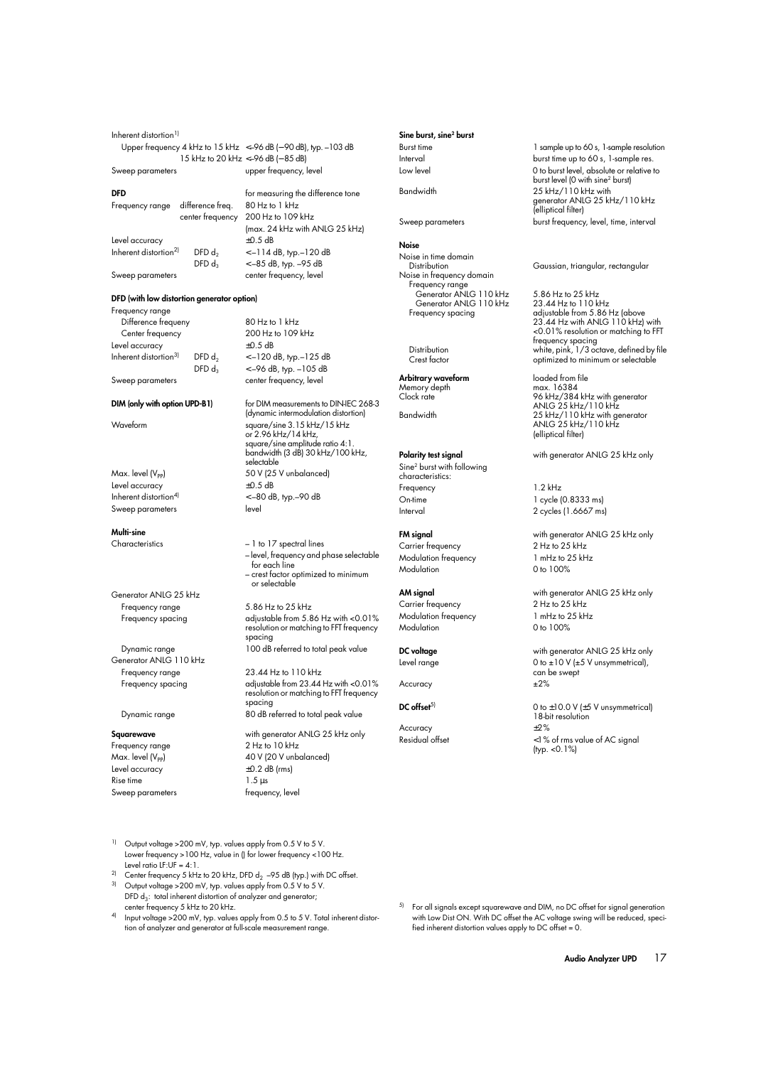| | | |
|---|---|---|
| Inherent distortion[1] | | |
| Upper frequency 4 kHz to 15 kHz | | <–96 dB (–90 dB), typ. –103 dB |
| 15 kHz to 20 kHz | | <–96 dB (–85 dB) |
| Sweep parameters | | upper frequency, level |

**DFD** — for measuring the difference tone

| | | |
|---|---|---|
| Frequency range | difference freq. | 80 Hz to 1 kHz |
| | center frequency | 200 Hz to 109 kHz (max. 24 kHz with ANLG 25 kHz) |
| Level accuracy | | ±0.5 dB |
| Inherent distortion[2] | DFD $d_2$ | <–114 dB, typ.–120 dB |
| | DFD $d_3$ | <–85 dB, typ. –95 dB |
| Sweep parameters | | center frequency, level |

**DFD (with low distortion generator option)**

| | | |
|---|---|---|
| Frequency range | | |
| Difference frequeny | | 80 Hz to 1 kHz |
| Center frequency | | 200 Hz to 109 kHz |
| Level accuracy | | ±0.5 dB |
| Inherent distortion[3] | DFD $d_2$ | <–120 dB, typ.–125 dB |
| | DFD $d_3$ | <–96 dB, typ. –105 dB |
| Sweep parameters | | center frequency, level |

**DIM (only with option UPD-B1)** — for DIM measurements to DIN-IEC 268-3 (dynamic intermodulation distortion)

| | |
|---|---|
| Waveform | square/sine 3.15 kHz/15 kHz or 2.96 kHz/14 kHz, square/sine amplitude ratio 4:1. bandwidth (3 dB) 30 kHz/100 kHz, selectable |
| Max. level ($V_{PP}$) | 50 V (25 V unbalanced) |
| Level accuracy | ±0.5 dB |
| Inherent distortion[4] | <–80 dB, typ.–90 dB |
| Sweep parameters | level |

**Multi-sine**

| | |
|---|---|
| Characteristics | – 1 to 17 spectral lines<br>– level, frequency and phase selectable for each line<br>– crest factor optimized to minimum or selectable |
| Generator ANLG 25 kHz | |
| Frequency range | 5.86 Hz to 25 kHz |
| Frequency spacing | adjustable from 5.86 Hz with <0.01% resolution or matching to FFT frequency spacing |
| Dynamic range | 100 dB referred to total peak value |
| Generator ANLG 110 kHz | |
| Frequency range | 23.44 Hz to 110 kHz |
| Frequency spacing | adjustable from 23.44 Hz with <0.01% resolution or matching to FFT frequency spacing |
| Dynamic range | 80 dB referred to total peak value |

**Squarewave** — with generator ANLG 25 kHz only

| | |
|---|---|
| Frequency range | 2 Hz to 10 kHz |
| Max. level ($V_{PP}$) | 40 V (20 V unbalanced) |
| Level accuracy | ±0.2 dB (rms) |
| Rise time | 1.5 µs |
| Sweep parameters | frequency, level |

**Sine burst, sine² burst**

| | |
|---|---|
| Burst time | 1 sample up to 60 s, 1-sample resolution |
| Interval | burst time up to 60 s, 1-sample res. |
| Low level | 0 to burst level, absolute or relative to burst level (0 with sine² burst) |
| Bandwidth | 25 kHz/110 kHz with generator ANLG 25 kHz/110 kHz (elliptical filter) |
| Sweep parameters | burst frequency, level, time, interval |

**Noise**

| | |
|---|---|
| Noise in time domain | |
| Distribution | Gaussian, triangular, rectangular |
| Noise in frequency domain | |
| Frequency range | |
| Generator ANLG 110 kHz | 5.86 Hz to 25 kHz |
| Generator ANLG 110 kHz | 23.44 Hz to 110 kHz |
| Frequency spacing | adjustable from 5.86 Hz (above 23.44 Hz with ANLG 110 kHz) with <0.01% resolution or matching to FFT frequency spacing |
| Distribution | white, pink, 1/3 octave, defined by file |
| Crest factor | optimized to minimum or selectable |

**Arbitrary waveform** — loaded from file

| | |
|---|---|
| Memory depth | max. 16384 |
| Clock rate | 96 kHz/384 kHz with generator ANLG 25 kHz/110 kHz |
| Bandwidth | 25 kHz/110 kHz with generator ANLG 25 kHz/110 kHz (elliptical filter) |

**Polarity test signal** — with generator ANLG 25 kHz only

| | |
|---|---|
| Sine² burst with following characteristics: | |
| Frequency | 1.2 kHz |
| On-time | 1 cycle (0.8333 ms) |
| Interval | 2 cycles (1.6667 ms) |

**FM signal** — with generator ANLG 25 kHz only

| | |
|---|---|
| Carrier frequency | 2 Hz to 25 kHz |
| Modulation frequency | 1 mHz to 25 kHz |
| Modulation | 0 to 100% |

**AM signal** — with generator ANLG 25 kHz only

| | |
|---|---|
| Carrier frequency | 2 Hz to 25 kHz |
| Modulation frequency | 1 mHz to 25 kHz |
| Modulation | 0 to 100% |

**DC voltage** — with generator ANLG 25 kHz only

| | |
|---|---|
| Level range | 0 to ±10 V (±5 V unsymmetrical), can be swept |
| Accuracy | ±2% |

**DC offset[5]** — 0 to ±10.0 V (±5 V unsymmetrical) 18-bit resolution

| | |
|---|---|
| Accuracy | ±2% |
| Residual offset | <1 % of rms value of AC signal (typ. <0.1%) |

[1] Output voltage >200 mV, typ. values apply from 0.5 V to 5 V. Lower frequency >100 Hz, value in () for lower frequency <100 Hz. Level ratio LF:UF = 4:1.

[2] Center frequency 5 kHz to 20 kHz, DFD $d_2$ –95 dB (typ.) with DC offset.

[3] Output voltage >200 mV, typ. values apply from 0.5 V to 5 V. DFD $d_3$: total inherent distortion of analyzer and generator; center frequency 5 kHz to 20 kHz.

[4] Input voltage >200 mV, typ. values apply from 0.5 to 5 V. Total inherent distortion of analyzer and generator at full-scale measurement range.

[5] For all signals except squarewave and DIM, no DC offset for signal generation with Low Dist ON. With DC offset the AC voltage swing will be reduced, specified inherent distortion values apply to DC offset = 0.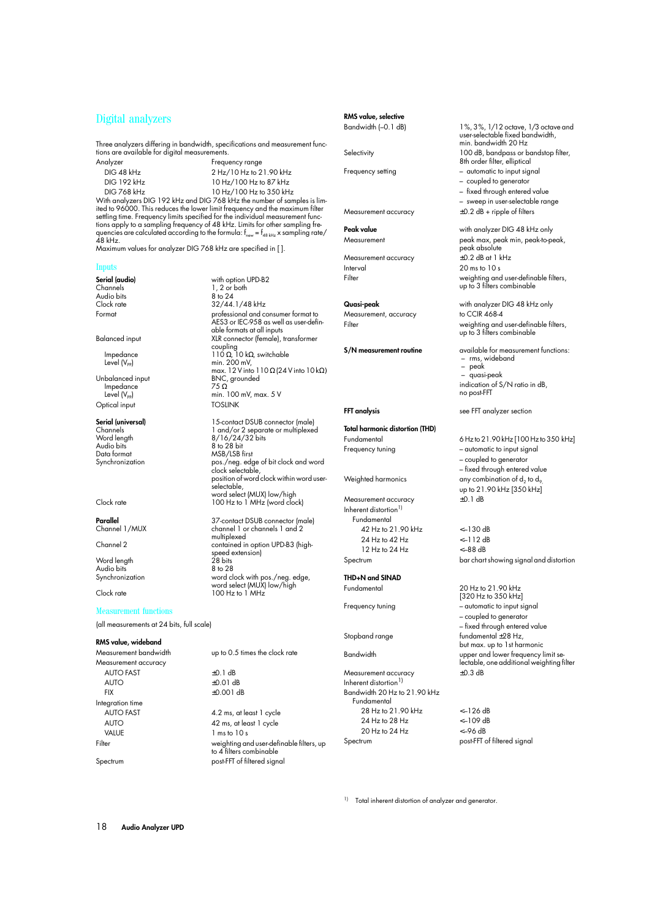# Digital analyzers

Three analyzers differing in bandwidth, specifications and measurement functions are available for digital measurements.

| Analyzer | Frequency range |
|---|---|
| DIG 48 kHz | 2 Hz/10 Hz to 21.90 kHz |
| DIG 192 kHz | 10 Hz/100 Hz to 87 kHz |
| DIG 768 kHz | 10 Hz/100 Hz to 350 kHz |

With analyzers DIG 192 kHz and DIG 768 kHz the number of samples is limited to 96000. This reduces the lower limit frequency and the maximum filter settling time. Frequency limits specified for the individual measurement functions apply to a sampling frequency of 48 kHz. Limits for other sampling frequencies are calculated according to the formula: $f_{new} = f_{48\,kHz} \times$ sampling rate/48 kHz.

Maximum values for analyzer DIG 768 kHz are specified in [ ].

## Inputs

| | |
|---|---|
| **Serial (audio)** | with option UPD-B2 |
| Channels | 1, 2 or both |
| Audio bits | 8 to 24 |
| Clock rate | 32/44.1/48 kHz |
| Format | professional and consumer format to AES3 or IEC-958 as well as user-definable formats at all inputs |
| Balanced input | XLR connector (female), transformer coupling |
| Impedance | 110 Ω, 10 kΩ, switchable |
| Level ($V_{PP}$) | min. 200 mV, max. 12 V into 110 Ω (24 V into 10 kΩ) |
| Unbalanced input | BNC, grounded |
| Impedance | 75 Ω |
| Level ($V_{PP}$) | min. 100 mV, max. 5 V |
| Optical input | TOSLINK |
| **Serial (universal)** | 15-contact DSUB connector (male) |
| Channels | 1 and/or 2 separate or multiplexed |
| Word length | 8/16/24/32 bits |
| Audio bits | 8 to 28 bit |
| Data format | MSB/LSB first |
| Synchronization | pos./neg. edge of bit clock and word clock selectable, position of word clock within word user-selectable, word select (MUX) low/high |
| Clock rate | 100 Hz to 1 MHz (word clock) |
| **Parallel** | 37-contact DSUB connector (male) |
| Channel 1/MUX | channel 1 or channels 1 and 2 multiplexed |
| Channel 2 | contained in option UPD-B3 (high-speed extension) |
| Word length | 28 bits |
| Audio bits | 8 to 28 |
| Synchronization | word clock with pos./neg. edge, word select (MUX) low/high |
| Clock rate | 100 Hz to 1 MHz |

## Measurement functions

(all measurements at 24 bits, full scale)

| | |
|---|---|
| **RMS value, wideband** | |
| Measurement bandwidth | up to 0.5 times the clock rate |
| Measurement accuracy | |
| AUTO FAST | ±0.1 dB |
| AUTO | ±0.01 dB |
| FIX | ±0.001 dB |
| Integration time | |
| AUTO FAST | 4.2 ms, at least 1 cycle |
| AUTO | 42 ms, at least 1 cycle |
| VALUE | 1 ms to 10 s |
| Filter | weighting and user-definable filters, up to 4 filters combinable |
| Spectrum | post-FFT of filtered signal |
| **RMS value, selective** | |
| Bandwidth (–0.1 dB) | 1%, 3%, 1/12 octave, 1/3 octave and user-selectable fixed bandwidth, min. bandwidth 20 Hz |
| Selectivity | 100 dB, bandpass or bandstop filter, 8th order filter, elliptical |
| Frequency setting | – automatic to input signal<br>– coupled to generator<br>– fixed through entered value<br>– sweep in user-selectable range |
| Measurement accuracy | ±0.2 dB + ripple of filters |
| **Peak value** | with analyzer DIG 48 kHz only |
| Measurement | peak max, peak min, peak-to-peak, peak absolute |
| Measurement accuracy | ±0.2 dB at 1 kHz |
| Interval | 20 ms to 10 s |
| Filter | weighting and user-definable filters, up to 3 filters combinable |
| **Quasi-peak** | with analyzer DIG 48 kHz only |
| Measurement, accuracy | to CCIR 468-4 |
| Filter | weighting and user-definable filters, up to 3 filters combinable |
| **S/N measurement routine** | available for measurement functions:<br>– rms, wideband<br>– peak<br>– quasi-peak<br>indication of S/N ratio in dB, no post-FFT |
| **FFT analysis** | see FFT analyzer section |
| **Total harmonic distortion (THD)** | |
| Fundamental | 6 Hz to 21.90 kHz [100 Hz to 350 kHz] |
| Frequency tuning | – automatic to input signal<br>– coupled to generator<br>– fixed through entered value |
| Weighted harmonics | any combination of $d_2$ to $d_9$, up to 21.90 kHz [350 kHz] |
| Measurement accuracy | ±0.1 dB |
| Inherent distortion[1] | |
| Fundamental | |
| 42 Hz to 21.90 kHz | <–130 dB |
| 24 Hz to 42 Hz | <–112 dB |
| 12 Hz to 24 Hz | <–88 dB |
| Spectrum | bar chart showing signal and distortion |
| **THD+N and SINAD** | |
| Fundamental | 20 Hz to 21.90 kHz [320 Hz to 350 kHz] |
| Frequency tuning | – automatic to input signal<br>– coupled to generator<br>– fixed through entered value |
| Stopband range | fundamental ±28 Hz, but max. up to 1st harmonic |
| Bandwidth | upper and lower frequency limit selectable, one additional weighting filter |
| Measurement accuracy | ±0.3 dB |
| Inherent distortion[1] | |
| Bandwidth 20 Hz to 21.90 kHz | |
| Fundamental | |
| 28 Hz to 21.90 kHz | <–126 dB |
| 24 Hz to 28 Hz | <–109 dB |
| 20 Hz to 24 Hz | <–96 dB |
| Spectrum | post-FFT of filtered signal |

[1] Total inherent distortion of analyzer and generator.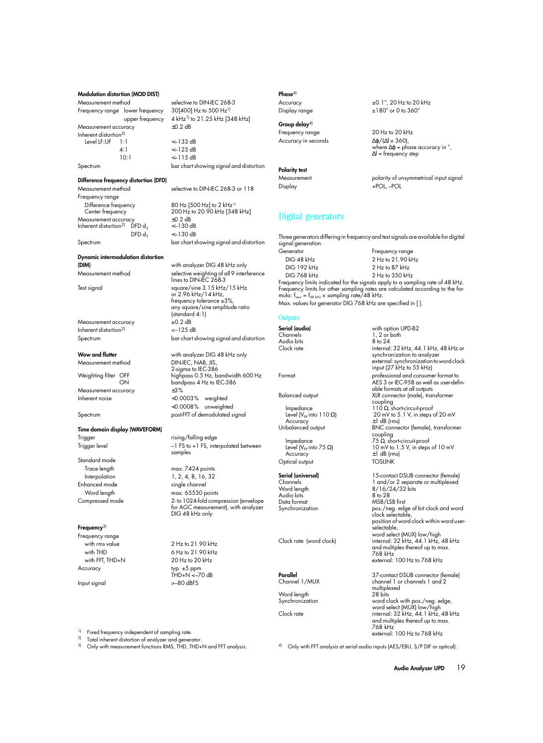#### Modulation distortion (MOD DIST)

| | |
|---|---|
| Measurement method | selective to DIN-IEC 268-3 |
| Frequency range lower frequency | 30[400] Hz to 500 Hz[1] |
| upper frequency | 4 kHz[1] to 21.25 kHz [348 kHz] |
| Measurement accuracy | ±0.2 dB |
| Inherent distortion[2] | |
| Level LF:UF 1:1 | <–133 dB |
| 4:1 | <–123 dB |
| 10:1 | <–115 dB |
| Spectrum | bar chart showing signal and distortion |

#### Difference frequency distortion (DFD)

| | |
|---|---|
| Measurement method | selective to DIN-IEC 268-3 or 118 |
| Frequency range | |
| Difference frequency | 80 Hz [500 Hz] to 2 kHz[1] |
| Center frequency | 200 Hz to 20.90 kHz [348 kHz] |
| Measurement accuracy | ±0.2 dB |
| Inherent distortion[2] DFD $d_2$ | <–130 dB |
| DFD $d_3$ | <–130 dB |
| Spectrum | bar chart showing signal and distortion |

#### Dynamic intermodulation distortion (DIM)

| | |
|---|---|
| | with analyzer DIG 48 kHz only |
| Measurement method | selective weighting of all 9 interference lines to DIN-IEC 268-3 |
| Test signal | square/sine 3.15 kHz/15 kHz or 2.96 kHz/14 kHz, frequency tolerance ±3%, any square/sine amplitude ratio (standard 4:1) |
| Measurement accuracy | ±0.2 dB |
| Inherent distortion[2] | <–125 dB |
| Spectrum | bar chart showing signal and distortion |

#### Wow and flutter

| | |
|---|---|
| | with analyzer DIG 48 kHz only |
| Measurement method | DIN-IEC, NAB, JIS, 2-sigma to IEC-386 |
| Weighting filter OFF | highpass 0.5 Hz, bandwidth 600 Hz |
| ON | bandpass 4 Hz to IEC-386 |
| Measurement accuracy | ±3% |
| Inherent noise | <0.0003% weighted |
| | <0.0008% unweighted |
| Spectrum | post-FFT of demodulated signal |

#### Time domain display (WAVEFORM)

| | |
|---|---|
| Trigger | rising/falling edge |
| Trigger level | –1 FS to +1 FS, interpolated between samples |
| Standard mode | |
| Trace length | max. 7424 points |
| Interpolation | 1, 2, 4, 8, 16, 32 |
| Enhanced mode | single channel |
| Word length | max. 65530 points |
| Compressed mode | 2- to 1024-fold compression (envelope for AGC measurement), with analyzer DIG 48 kHz only |

#### Frequency[3]

| | |
|---|---|
| Frequency range | |
| with rms value | 2 Hz to 21.90 kHz |
| with THD | 6 Hz to 21.90 kHz |
| with FFT, THD+N | 20 Hz to 20 kHz |
| Accuracy | typ. ±5 ppm THD+N <–70 dB |
| Input signal | >–80 dBFS |

[1] Fixed frequency independent of sampling rate.
[2] Total inherent distortion of analyzer and generator.
[3] Only with measurement functions RMS, THD, THD+N and FFT analysis.

#### Phase[4]

| | |
|---|---|
| Accuracy | ±0.1°, 20 Hz to 20 kHz |
| Display range | ±180° or 0 to 360° |

#### Group delay[4]

| | |
|---|---|
| Frequency range | 20 Hz to 20 kHz |
| Accuracy in seconds | $\Delta\varphi/(\Delta f \times 360)$, where $\Delta\varphi$ = phase accuracy in °, $\Delta f$ = frequency step |

#### Polarity test

| | |
|---|---|
| Measurement | polarity of unsymmetrical input signal |
| Display | +POL, –POL |

## Digital generators

Three generators differing in frequency and test signals are available for digital signal generation.

| Generator | Frequency range |
|---|---|
| DIG 48 kHz | 2 Hz to 21.90 kHz |
| DIG 192 kHz | 2 Hz to 87 kHz |
| DIG 768 kHz | 2 Hz to 350 kHz |

Frequency limits indicated for the signals apply to a sampling rate of 48 kHz. Frequency limits for other sampling rates are calculated according to the formula: $f_{new} = f_{48\,kHz} \times$ sampling rate/48 kHz.

Max. values for generator DIG 768 kHz are specified in [ ].

### Outputs

| | |
|---|---|
| **Serial (audio)** | with option UPD-B2 |
| Channels | 1, 2 or both |
| Audio bits | 8 to 24 |
| Clock rate | internal: 32 kHz, 44.1 kHz, 48 kHz or synchronization to analyzer; external: synchronization to word clock input (27 kHz to 55 kHz) |
| Format | professional and consumer format to AES 3 or IEC-958 as well as user-definable formats at all outputs |
| Balanced output | XLR connector (male), transformer coupling |
| Impedance | 110 Ω, short-circuit-proof |
| Level ($V_{PP}$ into 110 Ω) | 20 mV to 5.1 V, in steps of 20 mV |
| Accuracy | ±1 dB (rms) |
| Unbalanced output | BNC connector (female), transformer coupling |
| Impedance | 75 Ω, short-circuit-proof |
| Level ($V_{PP}$ into 75 Ω) | 10 mV to 1.5 V, in steps of 10 mV |
| Accuracy | ±1 dB (rms) |
| Optical output | TOSLINK |
| **Serial (universal)** | 15-contact DSUB connector (female) |
| Channels | 1 and/or 2 separate or multiplexed |
| Word length | 8/16/24/32 bits |
| Audio bits | 8 to 28 |
| Data format | MSB/LSB first |
| Synchronization | pos./neg. edge of bit clock and word clock selectable, position of word clock within word user-selectable, word select (MUX) low/high |
| Clock rate (word clock) | internal: 32 kHz, 44.1 kHz, 48 kHz and multiples thereof up to max. 768 kHz; external: 100 Hz to 768 kHz |
| **Parallel** | 37-contact DSUB connector (female) |
| Channel 1/MUX | channel 1 or channels 1 and 2 multiplexed |
| Word length | 28 bits |
| Synchronization | word clock with pos./neg. edge, word select (MUX) low/high |
| Clock rate | internal: 32 kHz, 44.1 kHz, 48 kHz and multiples thereof up to max. 768 kHz; external: 100 Hz to 768 kHz |

[4] Only with FFT analysis at serial audio inputs (AES/EBU, S/P DIF or optical).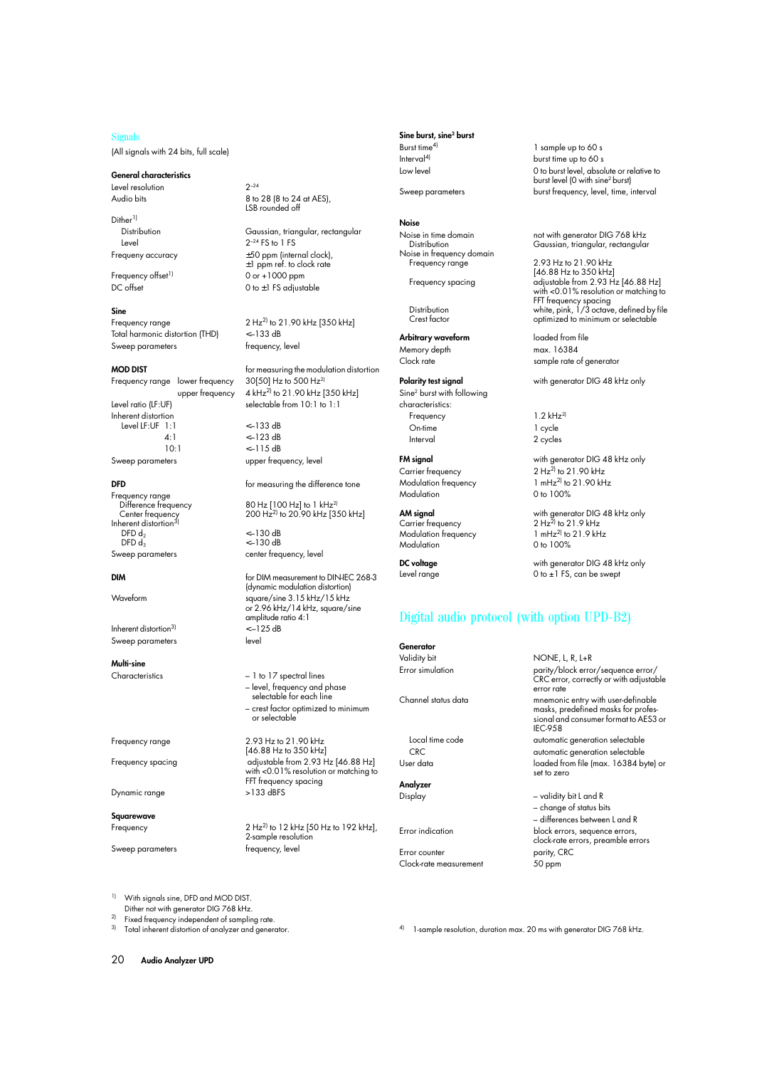## Signals

(All signals with 24 bits, full scale)

### General characteristics

| | |
|---|---|
| Level resolution | $2^{-24}$ |
| Audio bits | 8 to 28 (8 to 24 at AES), LSB rounded off |
| Dither[1] | |
| Distribution | Gaussian, triangular, rectangular |
| Level | $2^{-24}$ FS to 1 FS |
| Frequeny accuracy | ±50 ppm (internal clock), ±1 ppm ref. to clock rate |
| Frequency offset[1] | 0 or +1000 ppm |
| DC offset | 0 to ±1 FS adjustable |

### Sine

| | |
|---|---|
| Frequency range | 2 Hz[2] to 21.90 kHz [350 kHz] |
| Total harmonic distortion (THD) | <–133 dB |
| Sweep parameters | frequency, level |

### MOD DIST

| | |
|---|---|
| | for measuring the modulation distortion |
| Frequency range lower frequency | 30[50] Hz to 500 Hz[2] |
| upper frequency | 4 kHz[2] to 21.90 kHz [350 kHz] |
| Level ratio (LF:UF) | selectable from 10:1 to 1:1 |
| Inherent distortion | |
| Level LF:UF 1:1 | <–133 dB |
| 4:1 | <–123 dB |
| 10:1 | <–115 dB |
| Sweep parameters | upper frequency, level |

### DFD

| | |
|---|---|
| | for measuring the difference tone |
| Frequency range | |
| Difference frequency | 80 Hz [100 Hz] to 1 kHz[2] |
| Center frequency | 200 Hz[2] to 20.90 kHz [350 kHz] |
| Inherent distortion[3] | |
| DFD $d_2$ | <–130 dB |
| DFD $d_3$ | <–130 dB |
| Sweep parameters | center frequency, level |

### DIM

| | |
|---|---|
| | for DIM measurement to DIN-IEC 268-3 (dynamic modulation distortion) |
| Waveform | square/sine 3.15 kHz/15 kHz or 2.96 kHz/14 kHz, square/sine amplitude ratio 4:1 |
| Inherent distortion[3] | <–125 dB |
| Sweep parameters | level |

### Multi-sine

| | |
|---|---|
| Characteristics | – 1 to 17 spectral lines<br>– level, frequency and phase selectable for each line<br>– crest factor optimized to minimum or selectable |
| Frequency range | 2.93 Hz to 21.90 kHz [46.88 Hz to 350 kHz] |
| Frequency spacing | adjustable from 2.93 Hz [46.88 Hz] with <0.01% resolution or matching to FFT frequency spacing |
| Dynamic range | >133 dBFS |

### Squarewave

| | |
|---|---|
| Frequency | 2 Hz[2] to 12 kHz [50 Hz to 192 kHz], 2-sample resolution |
| Sweep parameters | frequency, level |

[1] With signals sine, DFD and MOD DIST. Dither not with generator DIG 768 kHz.
[2] Fixed frequency independent of sampling rate.
[3] Total inherent distortion of analyzer and generator.

### Sine burst, sine² burst

| | |
|---|---|
| Burst time[4] | 1 sample up to 60 s |
| Interval[4] | burst time up to 60 s |
| Low level | 0 to burst level, absolute or relative to burst level (0 with sine² burst) |
| Sweep parameters | burst frequency, level, time, interval |

### Noise

| | |
|---|---|
| Noise in time domain | not with generator DIG 768 kHz |
| Distribution | Gaussian, triangular, rectangular |
| Noise in frequency domain | |
| Frequency range | 2.93 Hz to 21.90 kHz [46.88 Hz to 350 kHz] |
| Frequency spacing | adjustable from 2.93 Hz [46.88 Hz] with <0.01% resolution or matching to FFT frequency spacing |
| Distribution | white, pink, 1/3 octave, defined by file optimized to minimum or selectable |

### Arbitrary waveform

| | |
|---|---|
| | loaded from file |
| Memory depth | max. 16384 |
| Clock rate | sample rate of generator |

### Polarity test signal

| | |
|---|---|
| | with generator DIG 48 kHz only |
| Sine² burst with following characteristics: | |
| Frequency | 1.2 kHz[2] |
| On-time | 1 cycle |
| Interval | 2 cycles |

### FM signal

| | |
|---|---|
| | with generator DIG 48 kHz only |
| Carrier frequency | 2 Hz[2] to 21.90 kHz |
| Modulation frequency | 1 mHz[2] to 21.90 kHz |
| Modulation | 0 to 100% |

### AM signal

| | |
|---|---|
| | with generator DIG 48 kHz only |
| Carrier frequency | 2 Hz[2] to 21.9 kHz |
| Modulation frequency | 1 mHz[2] to 21.9 kHz |
| Modulation | 0 to 100% |

### DC voltage

| | |
|---|---|
| | with generator DIG 48 kHz only |
| Level range | 0 to ±1 FS, can be swept |

## Digital audio protocol (with option UPD-B2)

### Generator

| | |
|---|---|
| Validity bit | NONE, L, R, L+R |
| Error simulation | parity/block error/sequence error/ CRC error, correctly or with adjustable error rate |
| Channel status data | mnemonic entry with user-definable masks, predefined masks for professional and consumer format to AES3 or IEC-958 |
| Local time code | automatic generation selectable |
| CRC | automatic generation selectable |
| User data | loaded from file (max. 16384 byte) or set to zero |

### Analyzer

| | |
|---|---|
| Display | – validity bit L and R<br>– change of status bits<br>– differences between L and R |
| Error indication | block errors, sequence errors, clock-rate errors, preamble errors |
| Error counter | parity, CRC |
| Clock-rate measurement | 50 ppm |

[4] 1-sample resolution, duration max. 20 ms with generator DIG 768 kHz.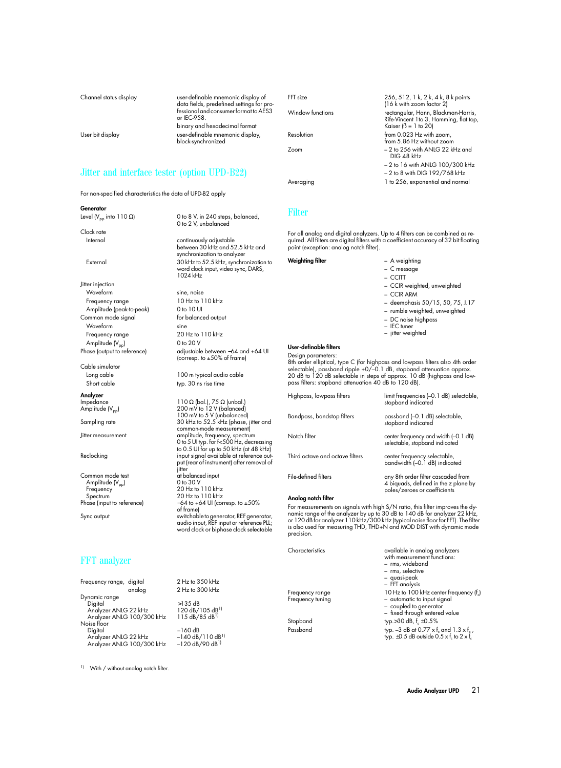| | |
|---|---|
| Channel status display | user-definable mnemonic display of data fields, predefined settings for professional and consumer format to AES3 or IEC-958. binary and hexadecimal format |
| User bit display | user-definable mnemonic display, block-synchronized |

## Jitter and interface tester (option UPD-B22)

For non-specified characteristics the data of UPD-B2 apply

| | |
|---|---|
| **Generator** | |
| Level ($V_{pp}$ into 110 Ω) | 0 to 8 V, in 240 steps, balanced, 0 to 2 V, unbalanced |
| Clock rate | |
| Internal | continuously adjustable between 30 kHz and 52.5 kHz and synchronization to analyzer |
| External | 30 kHz to 52.5 kHz, synchronization to word clock input, video sync, DARS, 1024 kHz |
| Jitter injection | |
| Waveform | sine, noise |
| Frequency range | 10 Hz to 110 kHz |
| Amplitude (peak-to-peak) | 0 to 10 UI |
| Common mode signal | for balanced output |
| Waveform | sine |
| Frequency range | 20 Hz to 110 kHz |
| Amplitude ($V_{pp}$) | 0 to 20 V |
| Phase (output to reference) | adjustable between –64 and +64 UI (corresp. to ±50% of frame) |
| Cable simulator | |
| Long cable | 100 m typical audio cable |
| Short cable | typ. 30 ns rise time |
| **Analyzer** | |
| Impedance | 110 Ω (bal.), 75 Ω (unbal.) |
| Amplitude ($V_{pp}$) | 200 mV to 12 V (balanced) 100 mV to 5 V (unbalanced) |
| Sampling rate | 30 kHz to 52.5 kHz (phase, jitter and common-mode measurement) |
| Jitter measurement | amplitude, frequency, spectrum 0 to 5 UI typ. for f<500 Hz, decreasing to 0.5 UI for up to 50 kHz (at 48 kHz) |
| Reclocking | input signal available at reference output (rear of instrument) after removal of jitter |
| Common mode test | at balanced input |
| Amplitude ($V_{pp}$) | 0 to 30 V |
| Frequency | 20 Hz to 110 kHz |
| Spectrum | 20 Hz to 110 kHz |
| Phase (input to reference) | –64 to +64 UI (corresp. to ±50% of frame) |
| Sync output | switchable to generator, REF generator, audio input, REF input or reference PLL; word clock or biphase clock selectable |

## FFT analyzer

| | |
|---|---|
| Frequency range, digital | 2 Hz to 350 kHz |
| analog | 2 Hz to 300 kHz |
| Dynamic range | |
| Digital | >135 dB |
| Analyzer ANLG 22 kHz | 120 dB/105 dB[1] |
| Analyzer ANLG 100/300 kHz | 115 dB/85 dB[1] |
| Noise floor | |
| Digital | –160 dB |
| Analyzer ANLG 22 kHz | –140 dB/110 dB[1] |
| Analyzer ANLG 100/300 kHz | –120 dB/90 dB[1] |
| FFT size | 256, 512, 1 k, 2 k, 4 k, 8 k points (16 k with zoom factor 2) |
| Window functions | rectangular, Hann, Blackman-Harris, Rife-Vincent 1 to 3, Hamming, flat top, Kaiser (ß = 1 to 20) |
| Resolution | from 0.023 Hz with zoom, from 5.86 Hz without zoom |
| Zoom | – 2 to 256 with ANLG 22 kHz and DIG 48 kHz<br>– 2 to 16 with ANLG 100/300 kHz<br>– 2 to 8 with DIG 192/768 kHz |
| Averaging | 1 to 256, exponential and normal |

[1] With / without analog notch filter.

## Filter

For all analog and digital analyzers. Up to 4 filters can be combined as required. All filters are digital filters with a coefficient accuracy of 32 bit floating point (exception: analog notch filter).

**Weighting filter**

- A weighting
- C message
- CCITT
- CCIR weighted, unweighted
- CCIR ARM
- deemphasis 50/15, 50, 75, J.17
- rumble weighted, unweighted
- DC noise highpass
- IEC tuner
- jitter weighted

**User-definable filters**

Design parameters:
8th order elliptical, type C (for highpass and lowpass filters also 4th order selectable), passband ripple +0/–0.1 dB, stopband attenuation approx. 20 dB to 120 dB selectable in steps of approx. 10 dB (highpass and lowpass filters: stopband attenuation 40 dB to 120 dB).

| | |
|---|---|
| Highpass, lowpass filters | limit frequencies (–0.1 dB) selectable, stopband indicated |
| Bandpass, bandstop filters | passband (–0.1 dB) selectable, stopband indicated |
| Notch filter | center frequency and width (–0.1 dB) selectable, stopband indicated |
| Third octave and octave filters | center frequency selectable, bandwidth (–0.1 dB) indicated |
| File-defined filters | any 8th order filter cascaded from 4 biquads, defined in the z plane by poles/zeroes or coefficients |

**Analog notch filter**

For measurements on signals with high S/N ratio, this filter improves the dynamic range of the analyzer by up to 30 dB to 140 dB for analyzer 22 kHz, or 120 dB for analyzer 110 kHz/300 kHz (typical noise floor for FFT). The filter is also used for measuring THD, THD+N and MOD DIST with dynamic mode precision.

| | |
|---|---|
| Characteristics | available in analog analyzers with measurement functions:<br>– rms, wideband<br>– rms, selective<br>– quasi-peak<br>– FFT analysis |
| Frequency range | 10 Hz to 100 kHz center frequency ($f_c$) |
| Frequency tuning | – automatic to input signal<br>– coupled to generator<br>– fixed through entered value |
| Stopband | typ.>30 dB, $f_c$ ±0.5% |
| Passband | typ. –3 dB at 0.77 x $f_c$ and 1.3 x $f_c$, typ. ±0.5 dB outside 0.5 x $f_c$ to 2 x $f_c$ |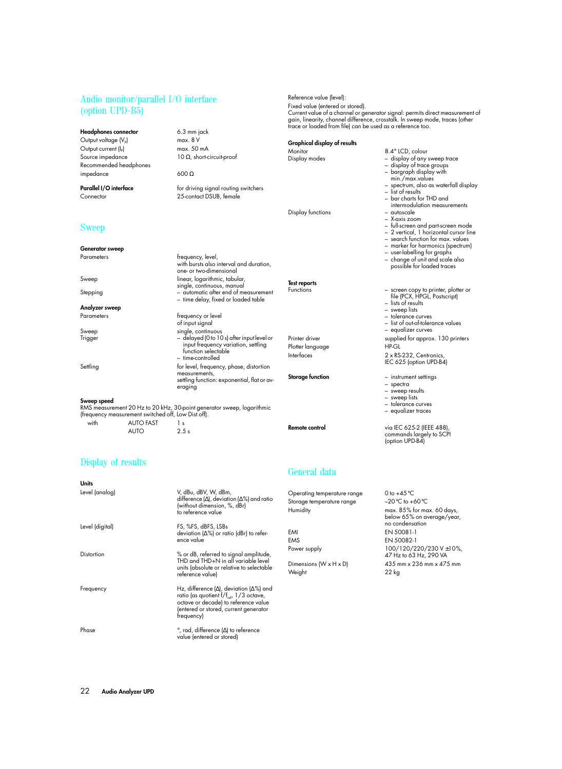## Audio monitor/parallel I/O interface (option UPD-B5)

| | |
|---|---|
| **Headphones connector** | 6.3 mm jack |
| Output voltage ($V_p$) | max. 8 V |
| Output current ($I_p$) | max. 50 mA |
| Source impedance | 10 Ω, short-circuit-proof |
| Recommended headphones impedance | 600 Ω |
| **Parallel I/O interface** | for driving signal routing switchers |
| Connector | 25-contact DSUB, female |

## Sweep

| | |
|---|---|
| **Generator sweep** | |
| Parameters | frequency, level, with bursts also interval and duration, one- or two-dimensional |
| Sweep | linear, logarithmic, tabular, single, continuous, manual |
| Stepping | – automatic after end of measurement<br>– time delay, fixed or loaded table |
| **Analyzer sweep** | |
| Parameters | frequency or level of input signal |
| Sweep | single, continuous |
| Trigger | – delayed (0 to 10 s) after input level or input frequency variation, settling function selectable<br>– time-controlled |
| Settling | for level, frequency, phase, distortion measurements, settling function: exponential, flat or averaging |

**Sweep speed**

RMS measurement 20 Hz to 20 kHz, 30-point generator sweep, logarithmic (frequency measurement switched off, Low Dist off).

| | | |
|---|---|---|
| with | AUTO FAST | 1 s |
| | AUTO | 2.5 s |

## Display of results

| | |
|---|---|
| **Units** | |
| Level (analog) | V, dBu, dBV, W, dBm, difference (Δ), deviation (Δ%) and ratio (without dimension, %, dBr) to reference value |
| Level (digital) | FS, %FS, dBFS, LSBs deviation (Δ%) or ratio (dBr) to reference value |
| Distortion | % or dB, referred to signal amplitude, THD and THD+N in all variable level units (absolute or relative to selectable reference value) |
| Frequency | Hz, difference (Δ), deviation (Δ%) and ratio (as quotient $f/f_{ref}$, 1/3 octave, octave or decade) to reference value (entered or stored, current generator frequency) |
| Phase | °, rad, difference (Δ) to reference value (entered or stored) |

Reference value (level):

Fixed value (entered or stored).
Current value of a channel or generator signal: permits direct measurement of gain, linearity, channel difference, crosstalk. In sweep mode, traces (other trace or loaded from file) can be used as a reference too.

| | |
|---|---|
| **Graphical display of results** | |
| Monitor | 8.4" LCD, colour |
| Display modes | – display of any sweep trace<br>– display of trace groups<br>– bargraph display with min./max.values<br>– spectrum, also as waterfall display<br>– list of results<br>– bar charts for THD and intermodulation measurements |
| Display functions | – autoscale<br>– X-axis zoom<br>– full-screen and part-screen mode<br>– 2 vertical, 1 horizontal cursor line<br>– search function for max. values<br>– marker for harmonics (spectrum)<br>– user-labelling for graphs<br>– change of unit and scale also possible for loaded traces |
| **Test reports** | |
| Functions | – screen copy to printer, plotter or file (PCX, HPGL, Postscript)<br>– lists of results<br>– sweep lists<br>– tolerance curves<br>– list of out-of-tolerance values<br>– equalizer curves |
| Printer driver | supplied for approx. 130 printers |
| Plotter language | HP-GL |
| Interfaces | 2 x RS-232, Centronics, IEC 625 (option UPD-B4) |
| **Storage function** | – instrument settings<br>– spectra<br>– sweep results<br>– sweep lists<br>– tolerance curves<br>– equalizer traces |
| **Remote control** | via IEC 625-2 (IEEE 488), commands largely to SCPI (option UPD-B4) |

## General data

| | |
|---|---|
| Operating temperature range | 0 to +45 °C |
| Storage temperature range | –20 °C to +60 °C |
| Humidity | max. 85% for max. 60 days, below 65% on average/year, no condensation |
| EMI | EN 50081-1 |
| EMS | EN 50082-1 |
| Power supply | 100/120/220/230 V ±10%, 47 Hz to 63 Hz, 290 VA |
| Dimensions (W x H x D) | 435 mm x 236 mm x 475 mm |
| Weight | 22 kg |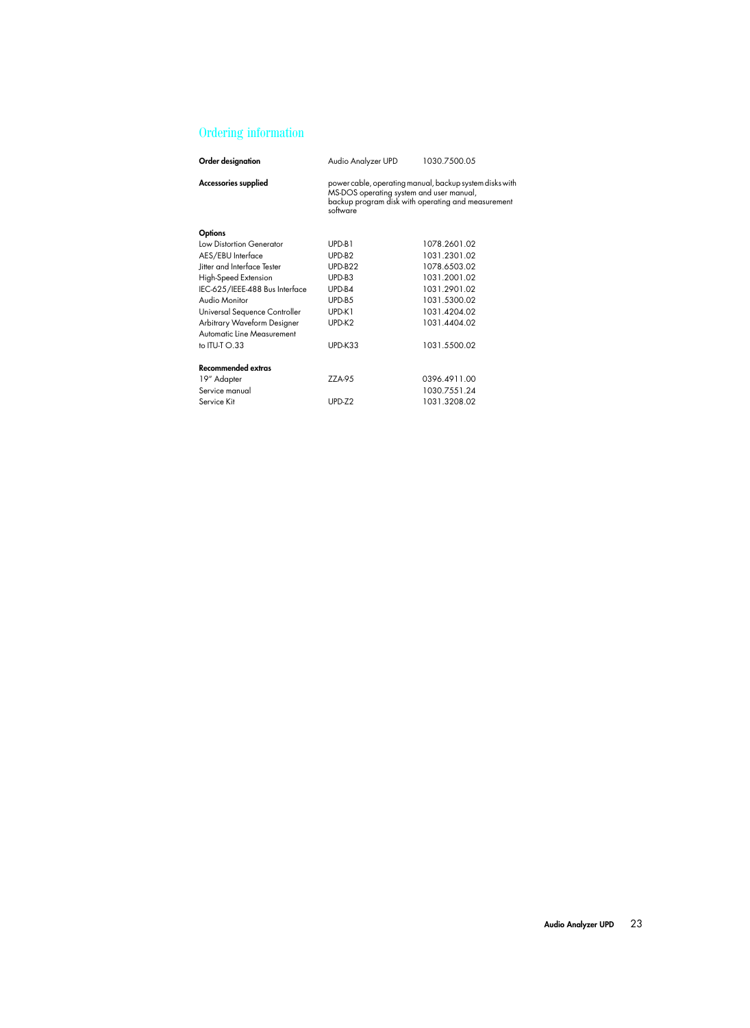## Ordering information

| | | |
|---|---|---|
| **Order designation** | Audio Analyzer UPD | 1030.7500.05 |
| **Accessories supplied** | power cable, operating manual, backup system disks with MS-DOS operating system and user manual, backup program disk with operating and measurement software | |
| | | |
| **Options** | | |
| Low Distortion Generator | UPD-B1 | 1078.2601.02 |
| AES/EBU Interface | UPD-B2 | 1031.2301.02 |
| Jitter and Interface Tester | UPD-B22 | 1078.6503.02 |
| High-Speed Extension | UPD-B3 | 1031.2001.02 |
| IEC-625/IEEE-488 Bus Interface | UPD-B4 | 1031.2901.02 |
| Audio Monitor | UPD-B5 | 1031.5300.02 |
| Universal Sequence Controller | UPD-K1 | 1031.4204.02 |
| Arbitrary Waveform Designer | UPD-K2 | 1031.4404.02 |
| Automatic Line Measurement to ITU-T O.33 | UPD-K33 | 1031.5500.02 |
| | | |
| **Recommended extras** | | |
| 19" Adapter | ZZA-95 | 0396.4911.00 |
| Service manual | | 1030.7551.24 |
| Service Kit | UPD-Z2 | 1031.3208.02 |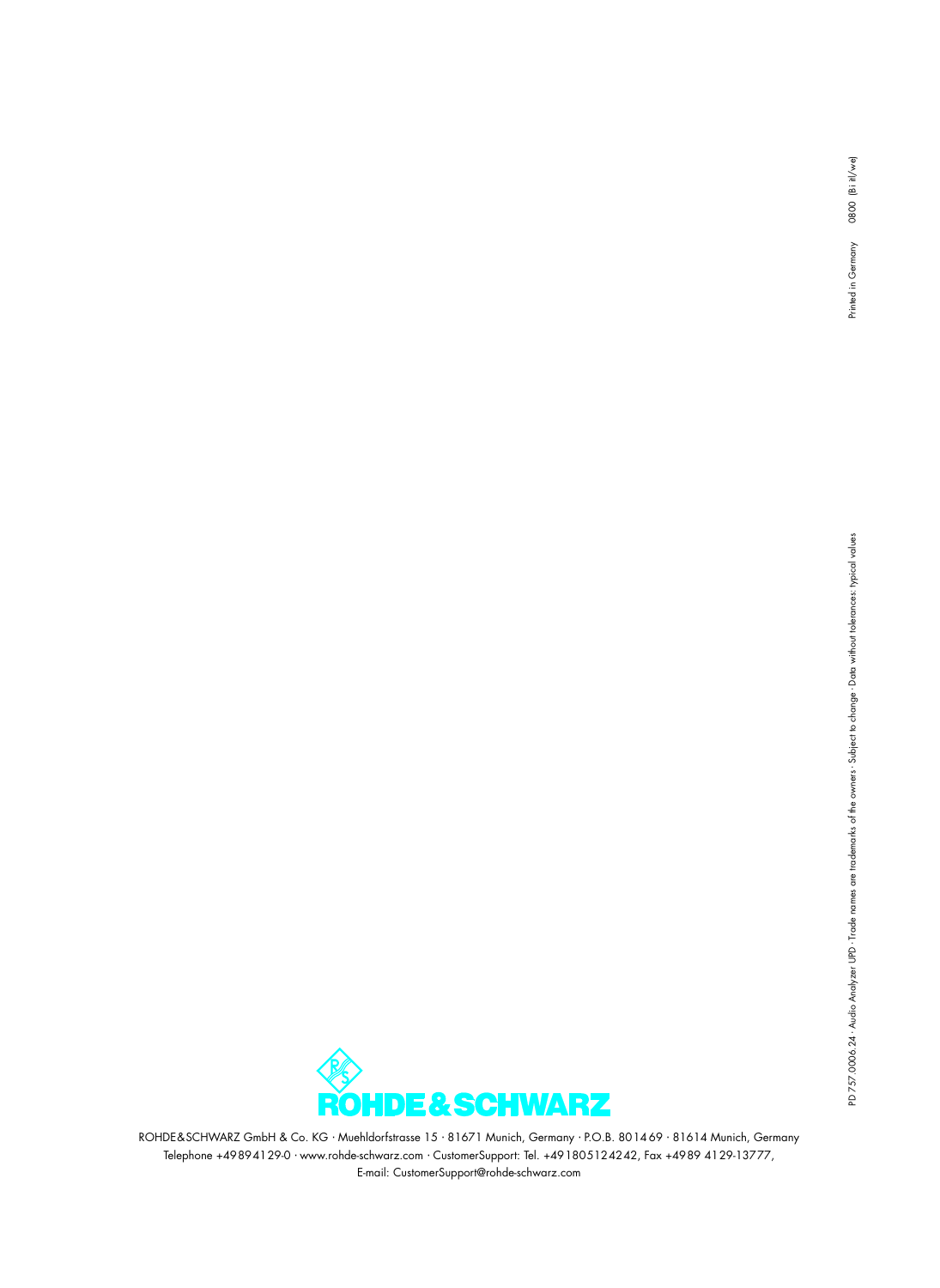ROHDE&SCHWARZ

ROHDE&SCHWARZ GmbH & Co. KG · Muehldorfstrasse 15 · 81671 Munich, Germany · P.O.B. 801469 · 81614 Munich, Germany
Telephone +4989 4129-0 · www.rohde-schwarz.com · CustomerSupport: Tel. +491805124242, Fax +4989 4129-13777,
E-mail: CustomerSupport@rohde-schwarz.com

PD 757.0006.24 · Audio Analyzer UPD · Trade names are trademarks of the owners · Subject to change · Data without tolerances: typical values

Printed in Germany 0800 (Bi itl/we)